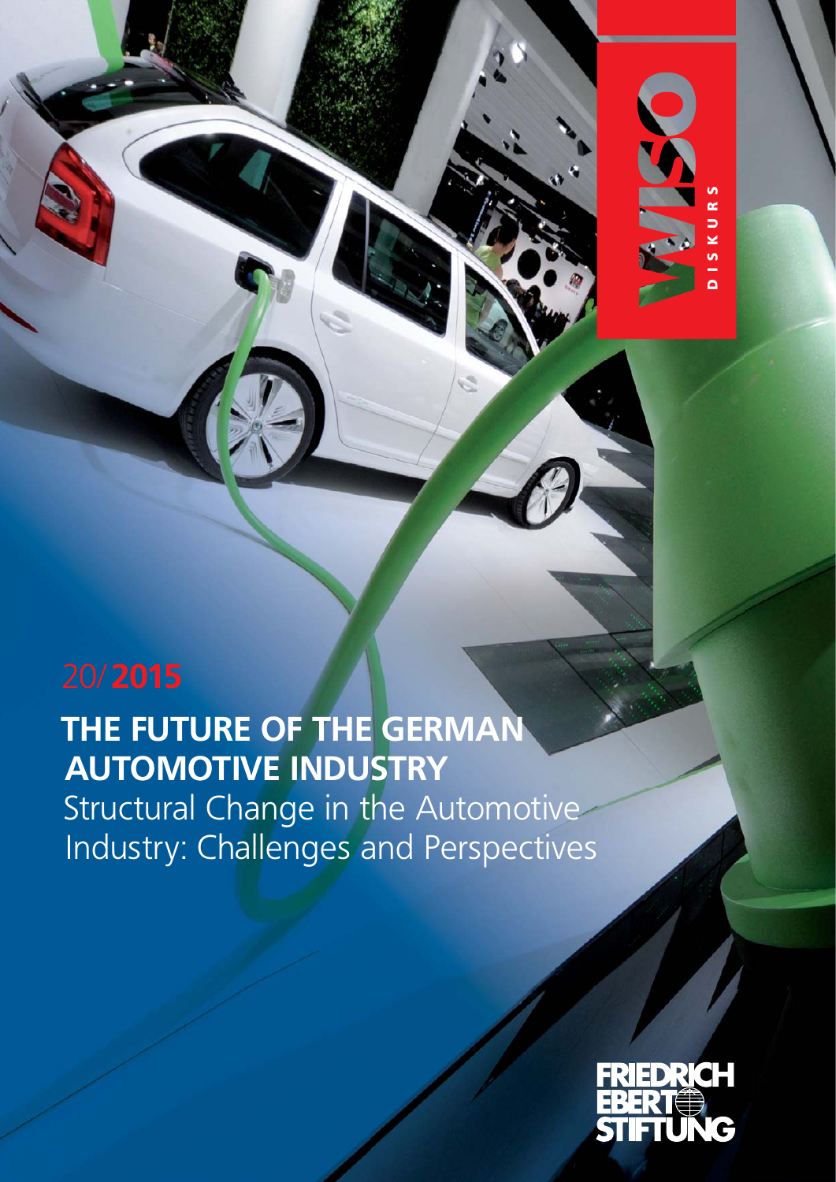WISO DISKURS

20/**2015**

# THE FUTURE OF THE GERMAN AUTOMOTIVE INDUSTRY

## Structural Change in the Automotive Industry: Challenges and Perspectives

FRIEDRICH EBERT STIFTUNG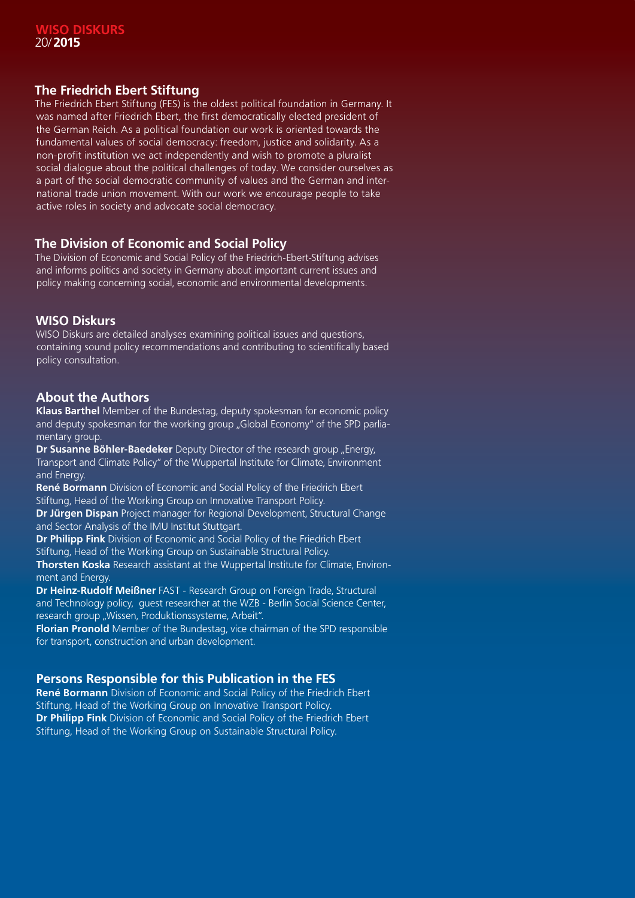**WISO DISKURS**
20/**2015**

## The Friedrich Ebert Stiftung

The Friedrich Ebert Stiftung (FES) is the oldest political foundation in Germany. It was named after Friedrich Ebert, the first democratically elected president of the German Reich. As a political foundation our work is oriented towards the fundamental values of social democracy: freedom, justice and solidarity. As a non-profit institution we act independently and wish to promote a pluralist social dialogue about the political challenges of today. We consider ourselves as a part of the social democratic community of values and the German and international trade union movement. With our work we encourage people to take active roles in society and advocate social democracy.

## The Division of Economic and Social Policy

The Division of Economic and Social Policy of the Friedrich-Ebert-Stiftung advises and informs politics and society in Germany about important current issues and policy making concerning social, economic and environmental developments.

## WISO Diskurs

WISO Diskurs are detailed analyses examining political issues and questions, containing sound policy recommendations and contributing to scientifically based policy consultation.

## About the Authors

**Klaus Barthel** Member of the Bundestag, deputy spokesman for economic policy and deputy spokesman for the working group „Global Economy" of the SPD parliamentary group.

**Dr Susanne Böhler-Baedeker** Deputy Director of the research group „Energy, Transport and Climate Policy" of the Wuppertal Institute for Climate, Environment and Energy.

**René Bormann** Division of Economic and Social Policy of the Friedrich Ebert Stiftung, Head of the Working Group on Innovative Transport Policy.

**Dr Jürgen Dispan** Project manager for Regional Development, Structural Change and Sector Analysis of the IMU Institut Stuttgart.

**Dr Philipp Fink** Division of Economic and Social Policy of the Friedrich Ebert Stiftung, Head of the Working Group on Sustainable Structural Policy.

**Thorsten Koska** Research assistant at the Wuppertal Institute for Climate, Environment and Energy.

**Dr Heinz-Rudolf Meißner** FAST - Research Group on Foreign Trade, Structural and Technology policy, guest researcher at the WZB - Berlin Social Science Center, research group „Wissen, Produktionssysteme, Arbeit".

**Florian Pronold** Member of the Bundestag, vice chairman of the SPD responsible for transport, construction and urban development.

## Persons Responsible for this Publication in the FES

**René Bormann** Division of Economic and Social Policy of the Friedrich Ebert Stiftung, Head of the Working Group on Innovative Transport Policy.

**Dr Philipp Fink** Division of Economic and Social Policy of the Friedrich Ebert Stiftung, Head of the Working Group on Sustainable Structural Policy.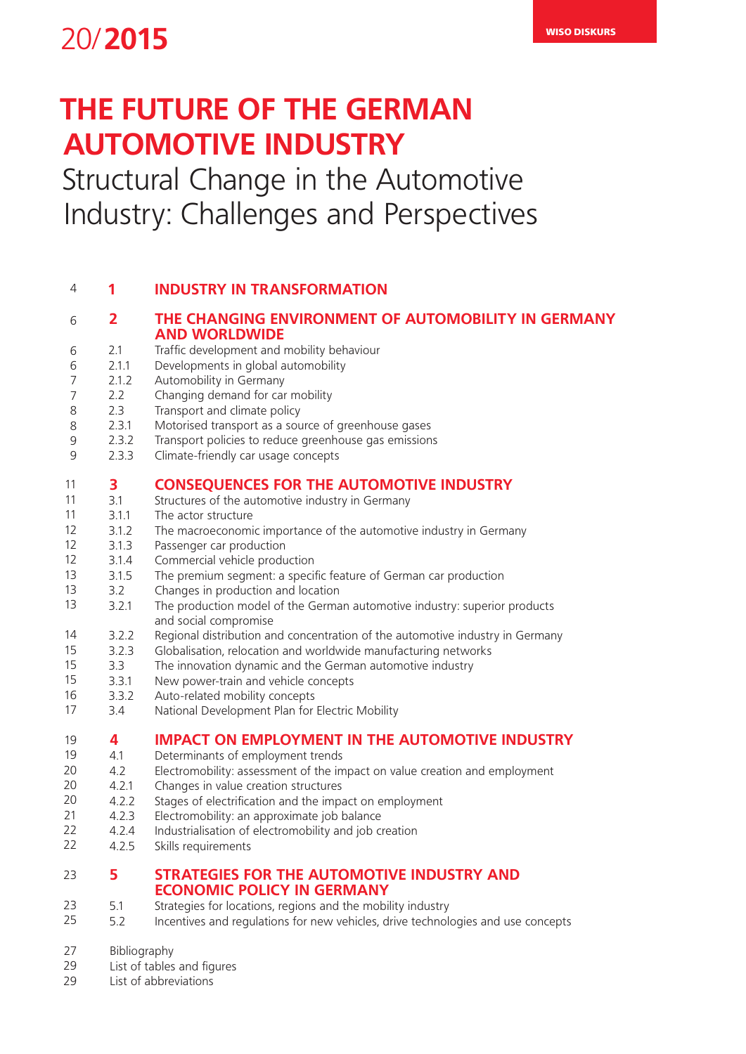20/**2015**

WISO DISKURS

# THE FUTURE OF THE GERMAN AUTOMOTIVE INDUSTRY

## Structural Change in the Automotive Industry: Challenges and Perspectives

| Page | No. | Section |
|---|---|---|
| 4 | **1** | **INDUSTRY IN TRANSFORMATION** |
| 6 | **2** | **THE CHANGING ENVIRONMENT OF AUTOMOBILITY IN GERMANY AND WORLDWIDE** |
| 6 | 2.1 | Traffic development and mobility behaviour |
| 6 | 2.1.1 | Developments in global automobility |
| 7 | 2.1.2 | Automobility in Germany |
| 7 | 2.2 | Changing demand for car mobility |
| 8 | 2.3 | Transport and climate policy |
| 8 | 2.3.1 | Motorised transport as a source of greenhouse gases |
| 9 | 2.3.2 | Transport policies to reduce greenhouse gas emissions |
| 9 | 2.3.3 | Climate-friendly car usage concepts |
| 11 | **3** | **CONSEQUENCES FOR THE AUTOMOTIVE INDUSTRY** |
| 11 | 3.1 | Structures of the automotive industry in Germany |
| 11 | 3.1.1 | The actor structure |
| 12 | 3.1.2 | The macroeconomic importance of the automotive industry in Germany |
| 12 | 3.1.3 | Passenger car production |
| 12 | 3.1.4 | Commercial vehicle production |
| 13 | 3.1.5 | The premium segment: a specific feature of German car production |
| 13 | 3.2 | Changes in production and location |
| 13 | 3.2.1 | The production model of the German automotive industry: superior products and social compromise |
| 14 | 3.2.2 | Regional distribution and concentration of the automotive industry in Germany |
| 15 | 3.2.3 | Globalisation, relocation and worldwide manufacturing networks |
| 15 | 3.3 | The innovation dynamic and the German automotive industry |
| 15 | 3.3.1 | New power-train and vehicle concepts |
| 16 | 3.3.2 | Auto-related mobility concepts |
| 17 | 3.4 | National Development Plan for Electric Mobility |
| 19 | **4** | **IMPACT ON EMPLOYMENT IN THE AUTOMOTIVE INDUSTRY** |
| 19 | 4.1 | Determinants of employment trends |
| 20 | 4.2 | Electromobility: assessment of the impact on value creation and employment |
| 20 | 4.2.1 | Changes in value creation structures |
| 20 | 4.2.2 | Stages of electrification and the impact on employment |
| 21 | 4.2.3 | Electromobility: an approximate job balance |
| 22 | 4.2.4 | Industrialisation of electromobility and job creation |
| 22 | 4.2.5 | Skills requirements |
| 23 | **5** | **STRATEGIES FOR THE AUTOMOTIVE INDUSTRY AND ECONOMIC POLICY IN GERMANY** |
| 23 | 5.1 | Strategies for locations, regions and the mobility industry |
| 25 | 5.2 | Incentives and regulations for new vehicles, drive technologies and use concepts |
| 27 | | Bibliography |
| 29 | | List of tables and figures |
| 29 | | List of abbreviations |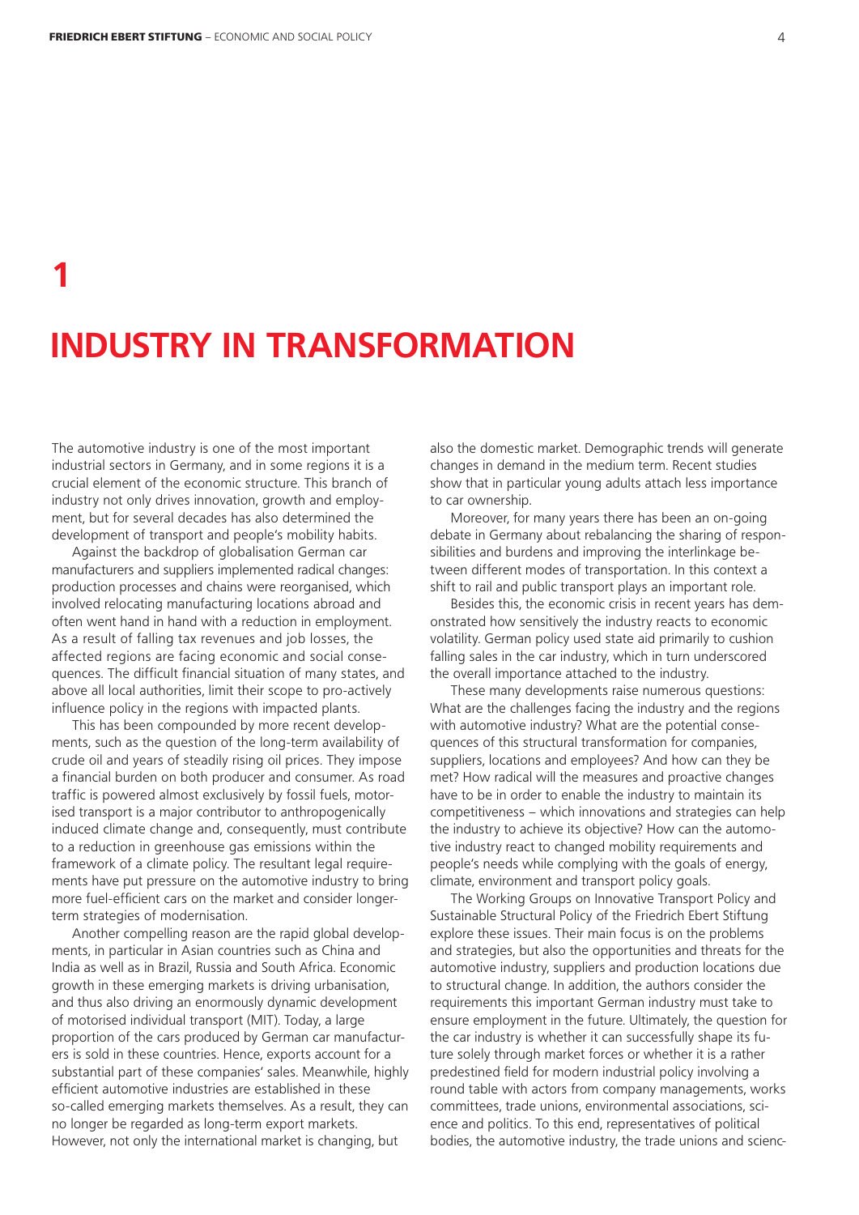# 1

# INDUSTRY IN TRANSFORMATION

The automotive industry is one of the most important industrial sectors in Germany, and in some regions it is a crucial element of the economic structure. This branch of industry not only drives innovation, growth and employment, but for several decades has also determined the development of transport and people's mobility habits.

Against the backdrop of globalisation German car manufacturers and suppliers implemented radical changes: production processes and chains were reorganised, which involved relocating manufacturing locations abroad and often went hand in hand with a reduction in employment. As a result of falling tax revenues and job losses, the affected regions are facing economic and social consequences. The difficult financial situation of many states, and above all local authorities, limit their scope to pro-actively influence policy in the regions with impacted plants.

This has been compounded by more recent developments, such as the question of the long-term availability of crude oil and years of steadily rising oil prices. They impose a financial burden on both producer and consumer. As road traffic is powered almost exclusively by fossil fuels, motorised transport is a major contributor to anthropogenically induced climate change and, consequently, must contribute to a reduction in greenhouse gas emissions within the framework of a climate policy. The resultant legal requirements have put pressure on the automotive industry to bring more fuel-efficient cars on the market and consider longer-term strategies of modernisation.

Another compelling reason are the rapid global developments, in particular in Asian countries such as China and India as well as in Brazil, Russia and South Africa. Economic growth in these emerging markets is driving urbanisation, and thus also driving an enormously dynamic development of motorised individual transport (MIT). Today, a large proportion of the cars produced by German car manufacturers is sold in these countries. Hence, exports account for a substantial part of these companies' sales. Meanwhile, highly efficient automotive industries are established in these so-called emerging markets themselves. As a result, they can no longer be regarded as long-term export markets. However, not only the international market is changing, but also the domestic market. Demographic trends will generate changes in demand in the medium term. Recent studies show that in particular young adults attach less importance to car ownership.

Moreover, for many years there has been an on-going debate in Germany about rebalancing the sharing of responsibilities and burdens and improving the interlinkage between different modes of transportation. In this context a shift to rail and public transport plays an important role.

Besides this, the economic crisis in recent years has demonstrated how sensitively the industry reacts to economic volatility. German policy used state aid primarily to cushion falling sales in the car industry, which in turn underscored the overall importance attached to the industry.

These many developments raise numerous questions: What are the challenges facing the industry and the regions with automotive industry? What are the potential consequences of this structural transformation for companies, suppliers, locations and employees? And how can they be met? How radical will the measures and proactive changes have to be in order to enable the industry to maintain its competitiveness – which innovations and strategies can help the industry to achieve its objective? How can the automotive industry react to changed mobility requirements and people's needs while complying with the goals of energy, climate, environment and transport policy goals.

The Working Groups on Innovative Transport Policy and Sustainable Structural Policy of the Friedrich Ebert Stiftung explore these issues. Their main focus is on the problems and strategies, but also the opportunities and threats for the automotive industry, suppliers and production locations due to structural change. In addition, the authors consider the requirements this important German industry must take to ensure employment in the future. Ultimately, the question for the car industry is whether it can successfully shape its future solely through market forces or whether it is a rather predestined field for modern industrial policy involving a round table with actors from company managements, works committees, trade unions, environmental associations, science and politics. To this end, representatives of political bodies, the automotive industry, the trade unions and scienc-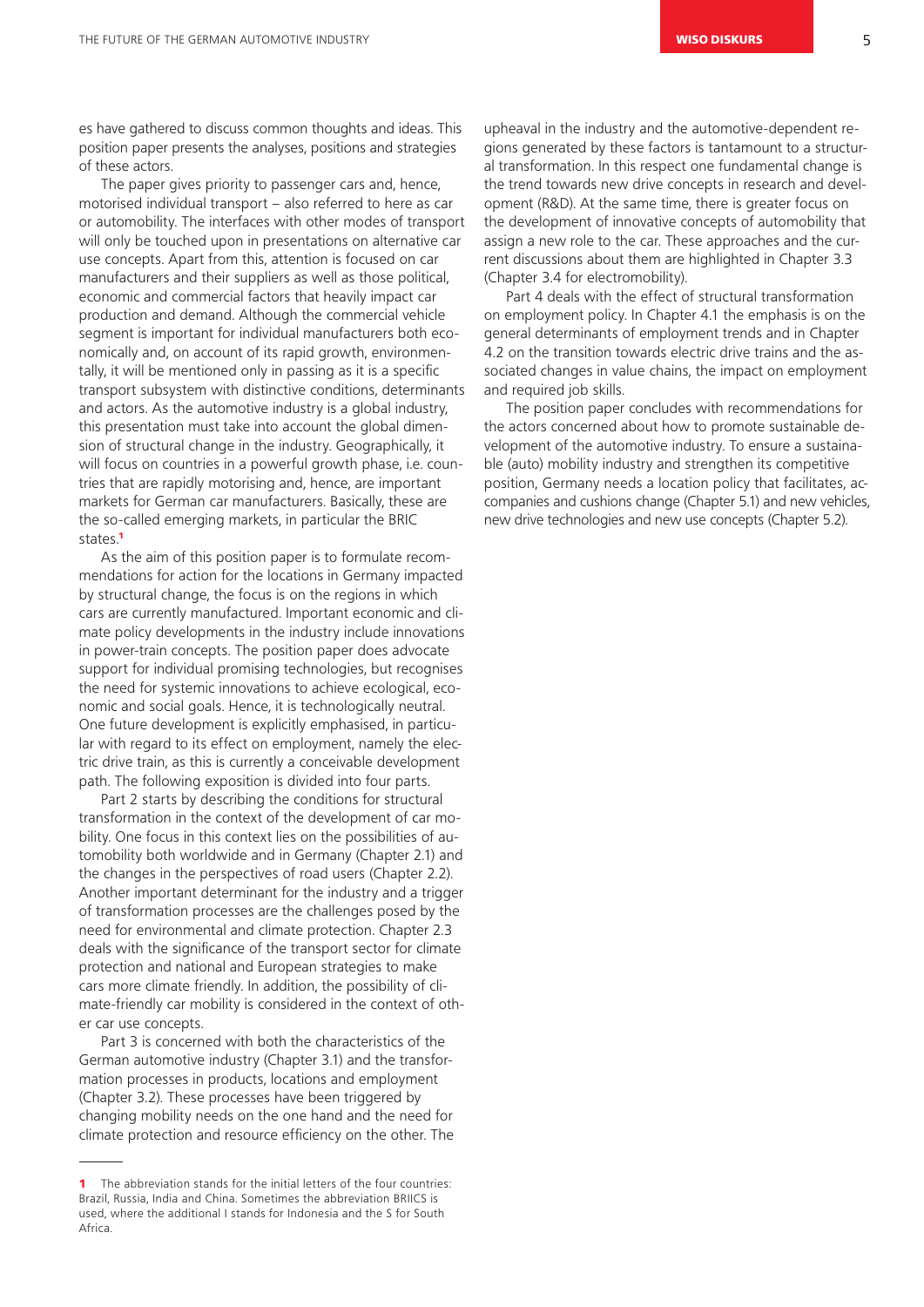es have gathered to discuss common thoughts and ideas. This position paper presents the analyses, positions and strategies of these actors.

The paper gives priority to passenger cars and, hence, motorised individual transport – also referred to here as car or automobility. The interfaces with other modes of transport will only be touched upon in presentations on alternative car use concepts. Apart from this, attention is focused on car manufacturers and their suppliers as well as those political, economic and commercial factors that heavily impact car production and demand. Although the commercial vehicle segment is important for individual manufacturers both economically and, on account of its rapid growth, environmentally, it will be mentioned only in passing as it is a specific transport subsystem with distinctive conditions, determinants and actors. As the automotive industry is a global industry, this presentation must take into account the global dimension of structural change in the industry. Geographically, it will focus on countries in a powerful growth phase, i.e. countries that are rapidly motorising and, hence, are important markets for German car manufacturers. Basically, these are the so-called emerging markets, in particular the BRIC states.[1]

As the aim of this position paper is to formulate recommendations for action for the locations in Germany impacted by structural change, the focus is on the regions in which cars are currently manufactured. Important economic and climate policy developments in the industry include innovations in power-train concepts. The position paper does advocate support for individual promising technologies, but recognises the need for systemic innovations to achieve ecological, economic and social goals. Hence, it is technologically neutral. One future development is explicitly emphasised, in particular with regard to its effect on employment, namely the electric drive train, as this is currently a conceivable development path. The following exposition is divided into four parts.

Part 2 starts by describing the conditions for structural transformation in the context of the development of car mobility. One focus in this context lies on the possibilities of automobility both worldwide and in Germany (Chapter 2.1) and the changes in the perspectives of road users (Chapter 2.2). Another important determinant for the industry and a trigger of transformation processes are the challenges posed by the need for environmental and climate protection. Chapter 2.3 deals with the significance of the transport sector for climate protection and national and European strategies to make cars more climate friendly. In addition, the possibility of climate-friendly car mobility is considered in the context of other car use concepts.

Part 3 is concerned with both the characteristics of the German automotive industry (Chapter 3.1) and the transformation processes in products, locations and employment (Chapter 3.2). These processes have been triggered by changing mobility needs on the one hand and the need for climate protection and resource efficiency on the other. The upheaval in the industry and the automotive-dependent regions generated by these factors is tantamount to a structural transformation. In this respect one fundamental change is the trend towards new drive concepts in research and development (R&D). At the same time, there is greater focus on the development of innovative concepts of automobility that assign a new role to the car. These approaches and the current discussions about them are highlighted in Chapter 3.3 (Chapter 3.4 for electromobility).

Part 4 deals with the effect of structural transformation on employment policy. In Chapter 4.1 the emphasis is on the general determinants of employment trends and in Chapter 4.2 on the transition towards electric drive trains and the associated changes in value chains, the impact on employment and required job skills.

The position paper concludes with recommendations for the actors concerned about how to promote sustainable development of the automotive industry. To ensure a sustainable (auto) mobility industry and strengthen its competitive position, Germany needs a location policy that facilitates, accompanies and cushions change (Chapter 5.1) and new vehicles, new drive technologies and new use concepts (Chapter 5.2).

---

[1] The abbreviation stands for the initial letters of the four countries: Brazil, Russia, India and China. Sometimes the abbreviation BRIICS is used, where the additional I stands for Indonesia and the S for South Africa.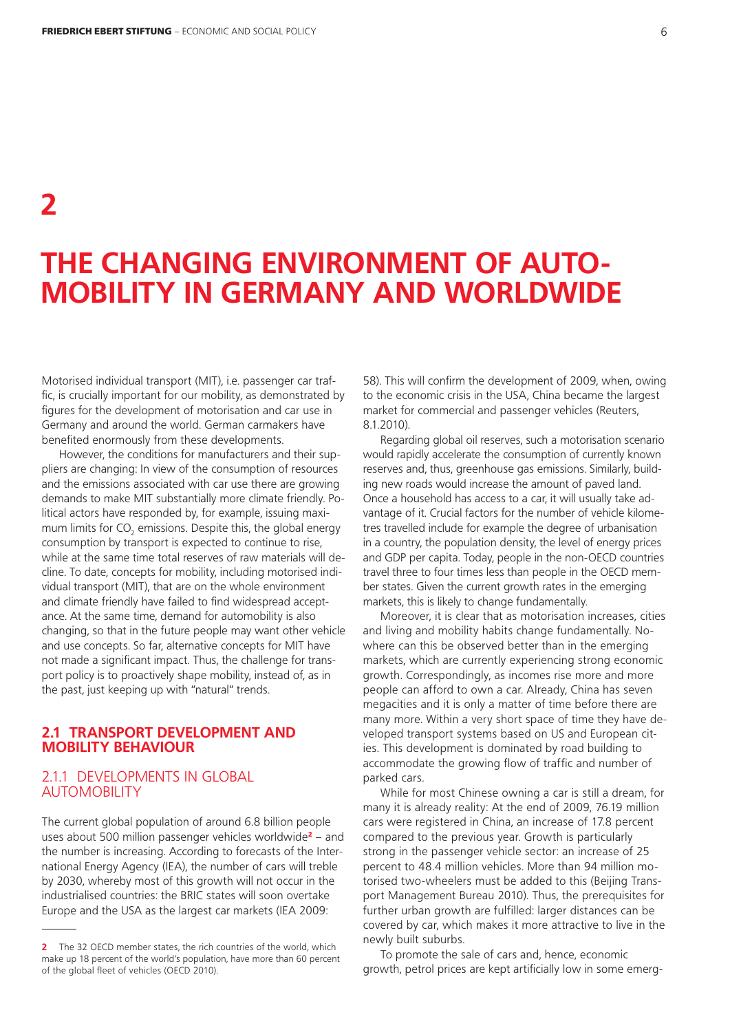# 2

# THE CHANGING ENVIRONMENT OF AUTOMOBILITY IN GERMANY AND WORLDWIDE

Motorised individual transport (MIT), i.e. passenger car traffic, is crucially important for our mobility, as demonstrated by figures for the development of motorisation and car use in Germany and around the world. German carmakers have benefited enormously from these developments.

However, the conditions for manufacturers and their suppliers are changing: In view of the consumption of resources and the emissions associated with car use there are growing demands to make MIT substantially more climate friendly. Political actors have responded by, for example, issuing maximum limits for $CO_2$ emissions. Despite this, the global energy consumption by transport is expected to continue to rise, while at the same time total reserves of raw materials will decline. To date, concepts for mobility, including motorised individual transport (MIT), that are on the whole environment and climate friendly have failed to find widespread acceptance. At the same time, demand for automobility is also changing, so that in the future people may want other vehicle and use concepts. So far, alternative concepts for MIT have not made a significant impact. Thus, the challenge for transport policy is to proactively shape mobility, instead of, as in the past, just keeping up with "natural" trends.

## 2.1 TRANSPORT DEVELOPMENT AND MOBILITY BEHAVIOUR

### 2.1.1 DEVELOPMENTS IN GLOBAL AUTOMOBILITY

The current global population of around 6.8 billion people uses about 500 million passenger vehicles worldwide[2] – and the number is increasing. According to forecasts of the International Energy Agency (IEA), the number of cars will treble by 2030, whereby most of this growth will not occur in the industrialised countries: the BRIC states will soon overtake Europe and the USA as the largest car markets (IEA 2009: 58). This will confirm the development of 2009, when, owing to the economic crisis in the USA, China became the largest market for commercial and passenger vehicles (Reuters, 8.1.2010).

Regarding global oil reserves, such a motorisation scenario would rapidly accelerate the consumption of currently known reserves and, thus, greenhouse gas emissions. Similarly, building new roads would increase the amount of paved land. Once a household has access to a car, it will usually take advantage of it. Crucial factors for the number of vehicle kilometres travelled include for example the degree of urbanisation in a country, the population density, the level of energy prices and GDP per capita. Today, people in the non-OECD countries travel three to four times less than people in the OECD member states. Given the current growth rates in the emerging markets, this is likely to change fundamentally.

Moreover, it is clear that as motorisation increases, cities and living and mobility habits change fundamentally. Nowhere can this be observed better than in the emerging markets, which are currently experiencing strong economic growth. Correspondingly, as incomes rise more and more people can afford to own a car. Already, China has seven megacities and it is only a matter of time before there are many more. Within a very short space of time they have developed transport systems based on US and European cities. This development is dominated by road building to accommodate the growing flow of traffic and number of parked cars.

While for most Chinese owning a car is still a dream, for many it is already reality: At the end of 2009, 76.19 million cars were registered in China, an increase of 17.8 percent compared to the previous year. Growth is particularly strong in the passenger vehicle sector: an increase of 25 percent to 48.4 million vehicles. More than 94 million motorised two-wheelers must be added to this (Beijing Transport Management Bureau 2010). Thus, the prerequisites for further urban growth are fulfilled: larger distances can be covered by car, which makes it more attractive to live in the newly built suburbs.

To promote the sale of cars and, hence, economic growth, petrol prices are kept artificially low in some emerg-

---

[2] The 32 OECD member states, the rich countries of the world, which make up 18 percent of the world's population, have more than 60 percent of the global fleet of vehicles (OECD 2010).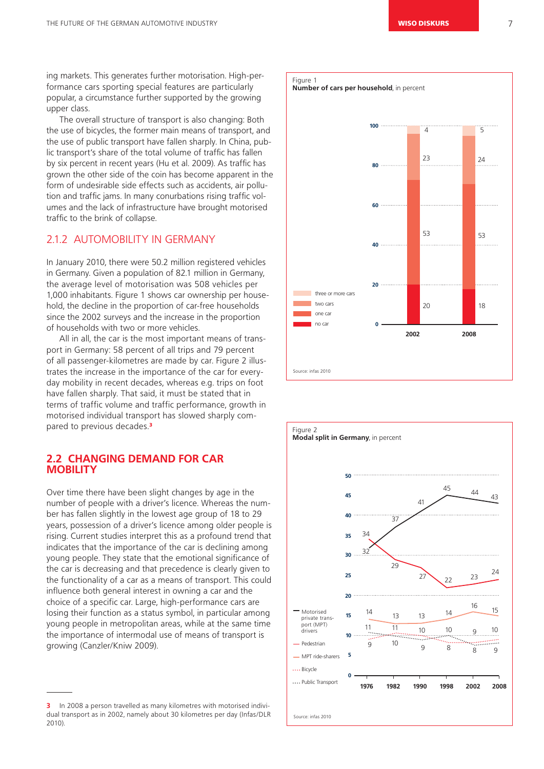ing markets. This generates further motorisation. High-performance cars sporting special features are particularly popular, a circumstance further supported by the growing upper class.

The overall structure of transport is also changing: Both the use of bicycles, the former main means of transport, and the use of public transport have fallen sharply. In China, public transport's share of the total volume of traffic has fallen by six percent in recent years (Hu et al. 2009). As traffic has grown the other side of the coin has become apparent in the form of undesirable side effects such as accidents, air pollution and traffic jams. In many conurbations rising traffic volumes and the lack of infrastructure have brought motorised traffic to the brink of collapse.

### 2.1.2 AUTOMOBILITY IN GERMANY

In January 2010, there were 50.2 million registered vehicles in Germany. Given a population of 82.1 million in Germany, the average level of motorisation was 508 vehicles per 1,000 inhabitants. Figure 1 shows car ownership per household, the decline in the proportion of car-free households since the 2002 surveys and the increase in the proportion of households with two or more vehicles.

All in all, the car is the most important means of transport in Germany: 58 percent of all trips and 79 percent of all passenger-kilometres are made by car. Figure 2 illustrates the increase in the importance of the car for everyday mobility in recent decades, whereas e.g. trips on foot have fallen sharply. That said, it must be stated that in terms of traffic volume and traffic performance, growth in motorised individual transport has slowed sharply compared to previous decades.[3]

## 2.2 CHANGING DEMAND FOR CAR MOBILITY

Over time there have been slight changes by age in the number of people with a driver's licence. Whereas the number has fallen slightly in the lowest age group of 18 to 29 years, possession of a driver's licence among older people is rising. Current studies interpret this as a profound trend that indicates that the importance of the car is declining among young people. They state that the emotional significance of the car is decreasing and that precedence is clearly given to the functionality of a car as a means of transport. This could influence both general interest in owning a car and the choice of a specific car. Large, high-performance cars are losing their function as a status symbol, in particular among young people in metropolitan areas, while at the same time the importance of intermodal use of means of transport is growing (Canzler/Kniw 2009).

Figure 1
**Number of cars per household**, in percent

| | 2002 | 2008 |
|---|---|---|
| three or more cars | 4 | 5 |
| two cars | 23 | 24 |
| one car | 53 | 53 |
| no car | 20 | 18 |

Source: infas 2010

Figure 2
**Modal split in Germany**, in percent

| | 1976 | 1982 | 1990 | 1998 | 2002 | 2008 |
|---|---|---|---|---|---|---|
| Motorised private transport (MPT) drivers | 32 | 37 | 41 | 45 | 44 | 43 |
| Pedestrian | 34 | 29 | 27 | 22 | 23 | 24 |
| MPT ride-sharers | 14 | 13 | 13 | 14 | 16 | 15 |
| Bicycle | 9 | 10 | 9 | 8 | 8 | 9 |
| Public Transport | 11 | 11 | 10 | 10 | 9 | 10 |

Source: infas 2010

---

3 In 2008 a person travelled as many kilometres with motorised individual transport as in 2002, namely about 30 kilometres per day (Infas/DLR 2010).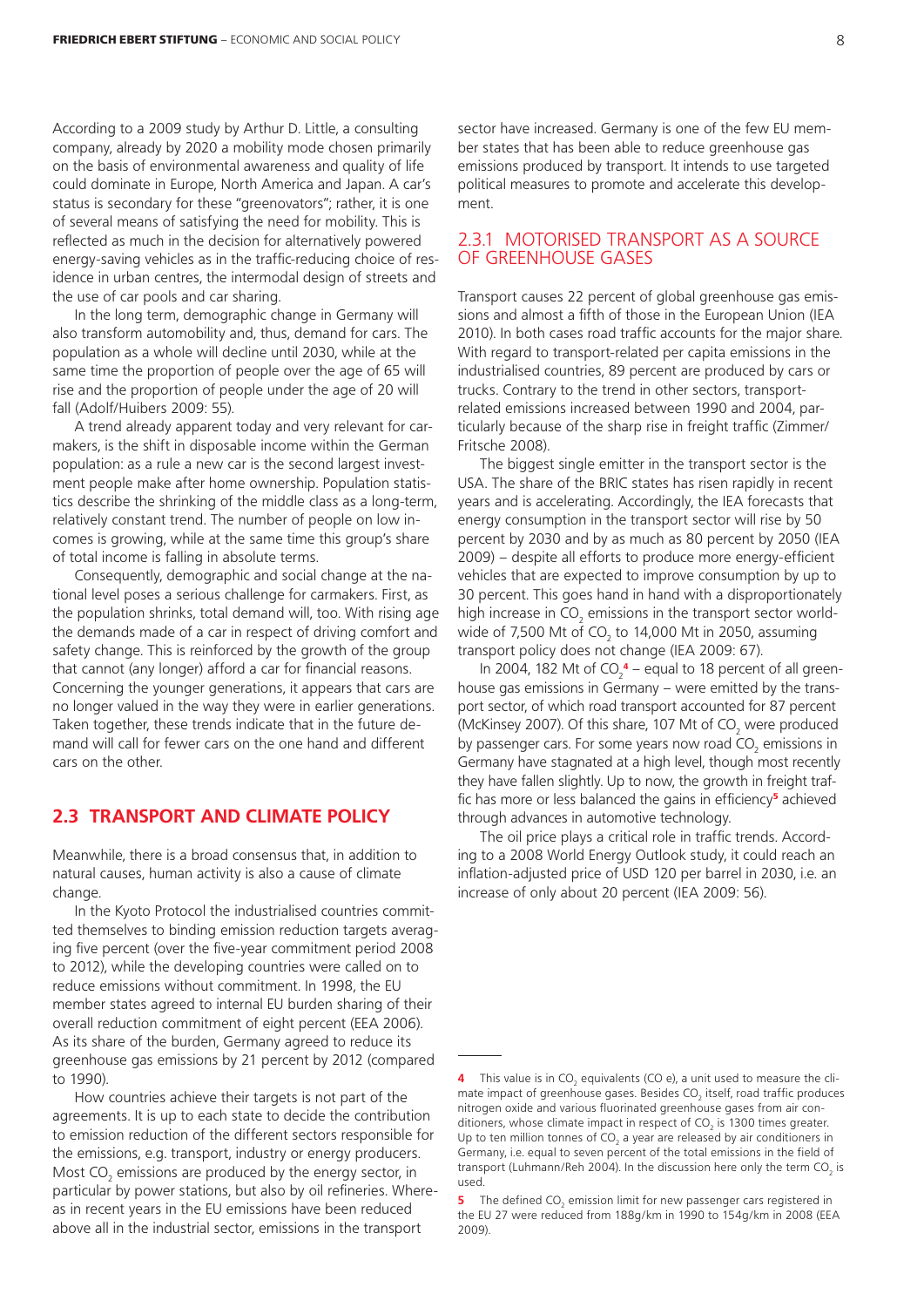According to a 2009 study by Arthur D. Little, a consulting company, already by 2020 a mobility mode chosen primarily on the basis of environmental awareness and quality of life could dominate in Europe, North America and Japan. A car's status is secondary for these "greenovators"; rather, it is one of several means of satisfying the need for mobility. This is reflected as much in the decision for alternatively powered energy-saving vehicles as in the traffic-reducing choice of residence in urban centres, the intermodal design of streets and the use of car pools and car sharing.

In the long term, demographic change in Germany will also transform automobility and, thus, demand for cars. The population as a whole will decline until 2030, while at the same time the proportion of people over the age of 65 will rise and the proportion of people under the age of 20 will fall (Adolf/Huibers 2009: 55).

A trend already apparent today and very relevant for carmakers, is the shift in disposable income within the German population: as a rule a new car is the second largest investment people make after home ownership. Population statistics describe the shrinking of the middle class as a long-term, relatively constant trend. The number of people on low incomes is growing, while at the same time this group's share of total income is falling in absolute terms.

Consequently, demographic and social change at the national level poses a serious challenge for carmakers. First, as the population shrinks, total demand will, too. With rising age the demands made of a car in respect of driving comfort and safety change. This is reinforced by the growth of the group that cannot (any longer) afford a car for financial reasons. Concerning the younger generations, it appears that cars are no longer valued in the way they were in earlier generations. Taken together, these trends indicate that in the future demand will call for fewer cars on the one hand and different cars on the other.

## 2.3 TRANSPORT AND CLIMATE POLICY

Meanwhile, there is a broad consensus that, in addition to natural causes, human activity is also a cause of climate change.

In the Kyoto Protocol the industrialised countries committed themselves to binding emission reduction targets averaging five percent (over the five-year commitment period 2008 to 2012), while the developing countries were called on to reduce emissions without commitment. In 1998, the EU member states agreed to internal EU burden sharing of their overall reduction commitment of eight percent (EEA 2006). As its share of the burden, Germany agreed to reduce its greenhouse gas emissions by 21 percent by 2012 (compared to 1990).

How countries achieve their targets is not part of the agreements. It is up to each state to decide the contribution to emission reduction of the different sectors responsible for the emissions, e.g. transport, industry or energy producers. Most $CO_2$ emissions are produced by the energy sector, in particular by power stations, but also by oil refineries. Whereas in recent years in the EU emissions have been reduced above all in the industrial sector, emissions in the transport sector have increased. Germany is one of the few EU member states that has been able to reduce greenhouse gas emissions produced by transport. It intends to use targeted political measures to promote and accelerate this development.

### 2.3.1 MOTORISED TRANSPORT AS A SOURCE OF GREENHOUSE GASES

Transport causes 22 percent of global greenhouse gas emissions and almost a fifth of those in the European Union (IEA 2010). In both cases road traffic accounts for the major share. With regard to transport-related per capita emissions in the industrialised countries, 89 percent are produced by cars or trucks. Contrary to the trend in other sectors, transport-related emissions increased between 1990 and 2004, particularly because of the sharp rise in freight traffic (Zimmer/Fritsche 2008).

The biggest single emitter in the transport sector is the USA. The share of the BRIC states has risen rapidly in recent years and is accelerating. Accordingly, the IEA forecasts that energy consumption in the transport sector will rise by 50 percent by 2030 and by as much as 80 percent by 2050 (IEA 2009) – despite all efforts to produce more energy-efficient vehicles that are expected to improve consumption by up to 30 percent. This goes hand in hand with a disproportionately high increase in $CO_2$ emissions in the transport sector worldwide of 7,500 Mt of $CO_2$ to 14,000 Mt in 2050, assuming transport policy does not change (IEA 2009: 67).

In 2004, 182 Mt of $CO_2$[4] – equal to 18 percent of all greenhouse gas emissions in Germany – were emitted by the transport sector, of which road transport accounted for 87 percent (McKinsey 2007). Of this share, 107 Mt of $CO_2$ were produced by passenger cars. For some years now road $CO_2$ emissions in Germany have stagnated at a high level, though most recently they have fallen slightly. Up to now, the growth in freight traffic has more or less balanced the gains in efficiency[5] achieved through advances in automotive technology.

The oil price plays a critical role in traffic trends. According to a 2008 World Energy Outlook study, it could reach an inflation-adjusted price of USD 120 per barrel in 2030, i.e. an increase of only about 20 percent (IEA 2009: 56).

---

[4] This value is in $CO_2$ equivalents ($CO_2e$), a unit used to measure the climate impact of greenhouse gases. Besides $CO_2$ itself, road traffic produces nitrogen oxide and various fluorinated greenhouse gases from air conditioners, whose climate impact in respect of $CO_2$ is 1300 times greater. Up to ten million tonnes of $CO_2$ a year are released by air conditioners in Germany, i.e. equal to seven percent of the total emissions in the field of transport (Luhmann/Reh 2004). In the discussion here only the term $CO_2$ is used.

[5] The defined $CO_2$ emission limit for new passenger cars registered in the EU 27 were reduced from 188g/km in 1990 to 154g/km in 2008 (EEA 2009).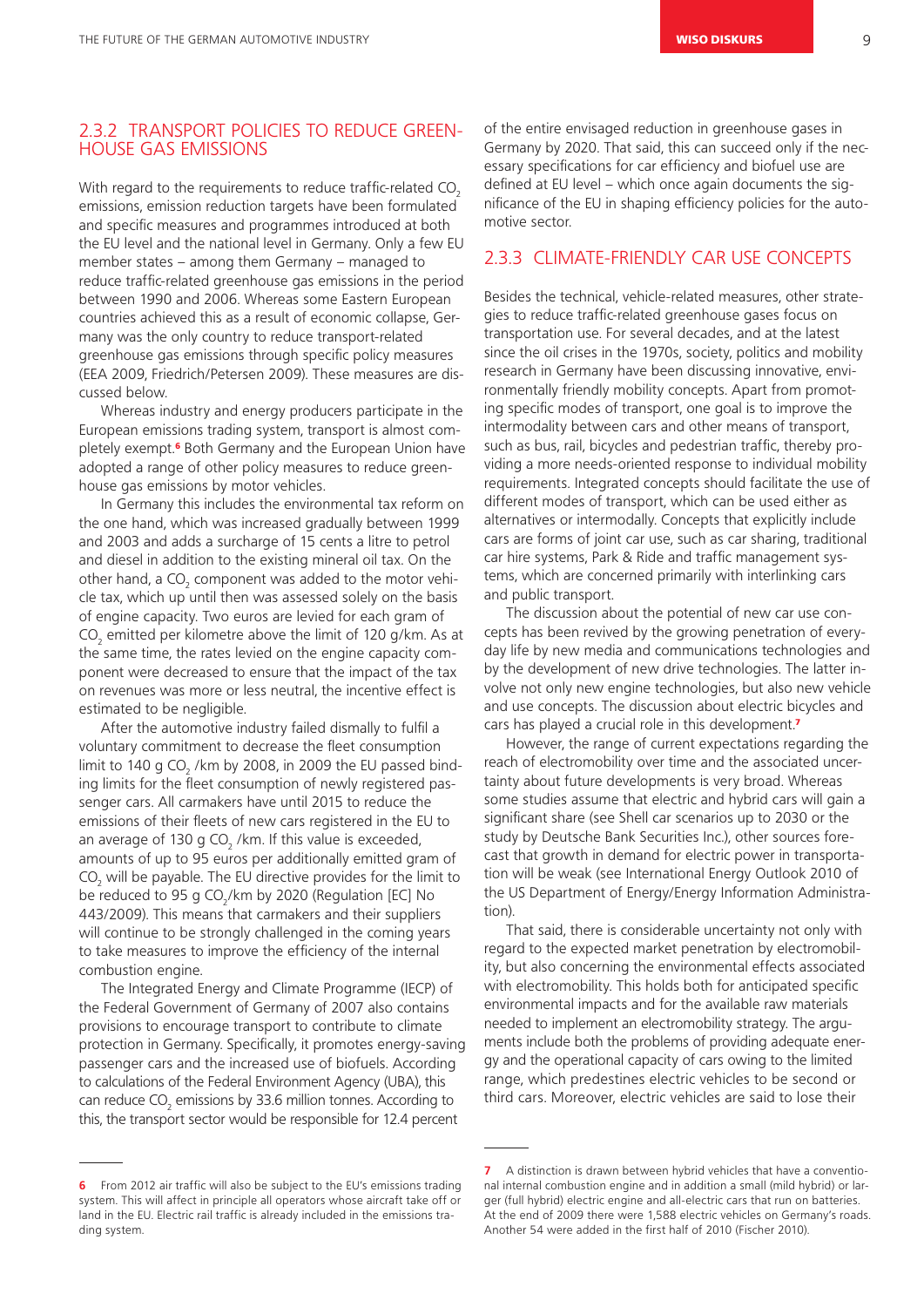### 2.3.2 Transport Policies to Reduce Greenhouse Gas Emissions

With regard to the requirements to reduce traffic-related $CO_2$ emissions, emission reduction targets have been formulated and specific measures and programmes introduced at both the EU level and the national level in Germany. Only a few EU member states – among them Germany – managed to reduce traffic-related greenhouse gas emissions in the period between 1990 and 2006. Whereas some Eastern European countries achieved this as a result of economic collapse, Germany was the only country to reduce transport-related greenhouse gas emissions through specific policy measures (EEA 2009, Friedrich/Petersen 2009). These measures are discussed below.

Whereas industry and energy producers participate in the European emissions trading system, transport is almost completely exempt.[6] Both Germany and the European Union have adopted a range of other policy measures to reduce greenhouse gas emissions by motor vehicles.

In Germany this includes the environmental tax reform on the one hand, which was increased gradually between 1999 and 2003 and adds a surcharge of 15 cents a litre to petrol and diesel in addition to the existing mineral oil tax. On the other hand, a $CO_2$ component was added to the motor vehicle tax, which up until then was assessed solely on the basis of engine capacity. Two euros are levied for each gram of $CO_2$ emitted per kilometre above the limit of 120 g/km. As at the same time, the rates levied on the engine capacity component were decreased to ensure that the impact of the tax on revenues was more or less neutral, the incentive effect is estimated to be negligible.

After the automotive industry failed dismally to fulfil a voluntary commitment to decrease the fleet consumption limit to 140 g $CO_2$ /km by 2008, in 2009 the EU passed binding limits for the fleet consumption of newly registered passenger cars. All carmakers have until 2015 to reduce the emissions of their fleets of new cars registered in the EU to an average of 130 g $CO_2$ /km. If this value is exceeded, amounts of up to 95 euros per additionally emitted gram of $CO_2$ will be payable. The EU directive provides for the limit to be reduced to 95 g $CO_2$/km by 2020 (Regulation [EC] No 443/2009). This means that carmakers and their suppliers will continue to be strongly challenged in the coming years to take measures to improve the efficiency of the internal combustion engine.

The Integrated Energy and Climate Programme (IECP) of the Federal Government of Germany of 2007 also contains provisions to encourage transport to contribute to climate protection in Germany. Specifically, it promotes energy-saving passenger cars and the increased use of biofuels. According to calculations of the Federal Environment Agency (UBA), this can reduce $CO_2$ emissions by 33.6 million tonnes. According to this, the transport sector would be responsible for 12.4 percent of the entire envisaged reduction in greenhouse gases in Germany by 2020. That said, this can succeed only if the necessary specifications for car efficiency and biofuel use are defined at EU level – which once again documents the significance of the EU in shaping efficiency policies for the automotive sector.

### 2.3.3 Climate-Friendly Car Use Concepts

Besides the technical, vehicle-related measures, other strategies to reduce traffic-related greenhouse gases focus on transportation use. For several decades, and at the latest since the oil crises in the 1970s, society, politics and mobility research in Germany have been discussing innovative, environmentally friendly mobility concepts. Apart from promoting specific modes of transport, one goal is to improve the intermodality between cars and other means of transport, such as bus, rail, bicycles and pedestrian traffic, thereby providing a more needs-oriented response to individual mobility requirements. Integrated concepts should facilitate the use of different modes of transport, which can be used either as alternatives or intermodally. Concepts that explicitly include cars are forms of joint car use, such as car sharing, traditional car hire systems, Park & Ride and traffic management systems, which are concerned primarily with interlinking cars and public transport.

The discussion about the potential of new car use concepts has been revived by the growing penetration of everyday life by new media and communications technologies and by the development of new drive technologies. The latter involve not only new engine technologies, but also new vehicle and use concepts. The discussion about electric bicycles and cars has played a crucial role in this development.[7]

However, the range of current expectations regarding the reach of electromobility over time and the associated uncertainty about future developments is very broad. Whereas some studies assume that electric and hybrid cars will gain a significant share (see Shell car scenarios up to 2030 or the study by Deutsche Bank Securities Inc.), other sources forecast that growth in demand for electric power in transportation will be weak (see International Energy Outlook 2010 of the US Department of Energy/Energy Information Administration).

That said, there is considerable uncertainty not only with regard to the expected market penetration by electromobility, but also concerning the environmental effects associated with electromobility. This holds both for anticipated specific environmental impacts and for the available raw materials needed to implement an electromobility strategy. The arguments include both the problems of providing adequate energy and the operational capacity of cars owing to the limited range, which predestines electric vehicles to be second or third cars. Moreover, electric vehicles are said to lose their

---

[6] From 2012 air traffic will also be subject to the EU's emissions trading system. This will affect in principle all operators whose aircraft take off or land in the EU. Electric rail traffic is already included in the emissions trading system.

[7] A distinction is drawn between hybrid vehicles that have a conventional internal combustion engine and in addition a small (mild hybrid) or larger (full hybrid) electric engine and all-electric cars that run on batteries. At the end of 2009 there were 1,588 electric vehicles on Germany's roads. Another 54 were added in the first half of 2010 (Fischer 2010).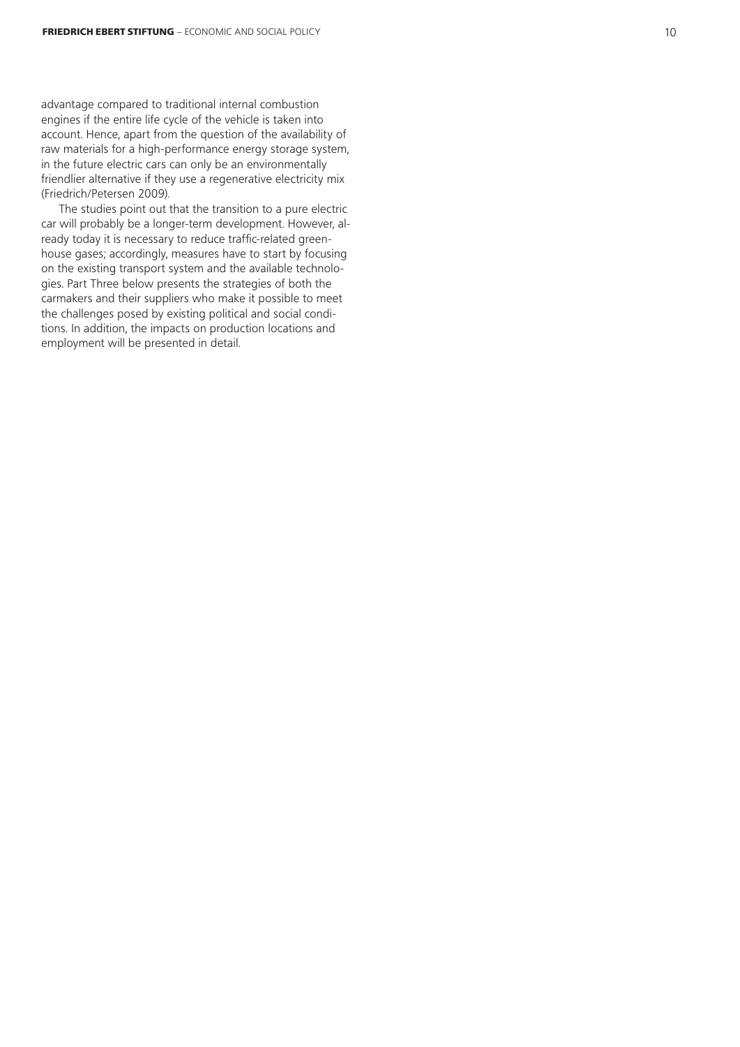advantage compared to traditional internal combustion engines if the entire life cycle of the vehicle is taken into account. Hence, apart from the question of the availability of raw materials for a high-performance energy storage system, in the future electric cars can only be an environmentally friendlier alternative if they use a regenerative electricity mix (Friedrich/Petersen 2009).

The studies point out that the transition to a pure electric car will probably be a longer-term development. However, already today it is necessary to reduce traffic-related greenhouse gases; accordingly, measures have to start by focusing on the existing transport system and the available technologies. Part Three below presents the strategies of both the carmakers and their suppliers who make it possible to meet the challenges posed by existing political and social conditions. In addition, the impacts on production locations and employment will be presented in detail.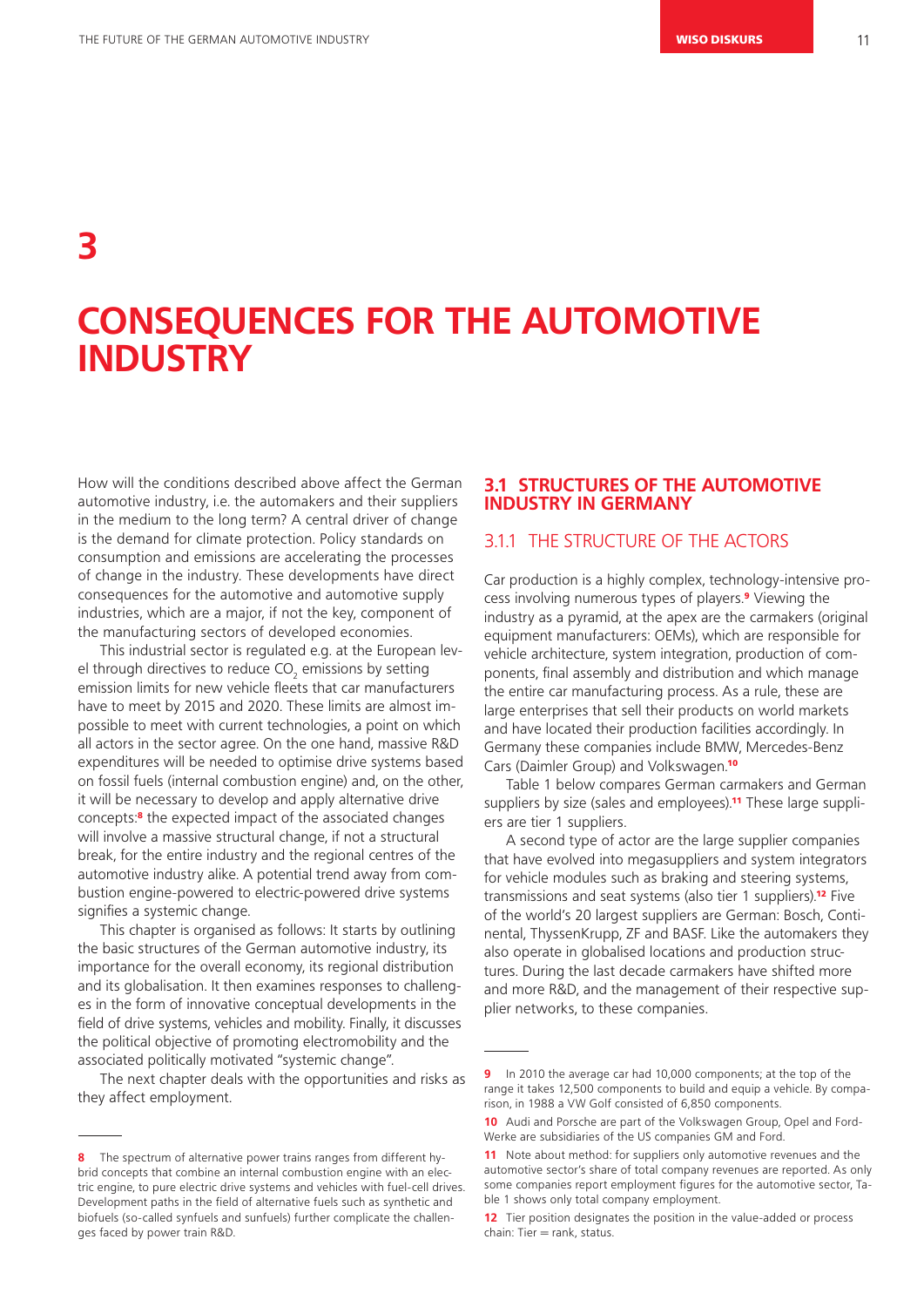# 3

# CONSEQUENCES FOR THE AUTOMOTIVE INDUSTRY

How will the conditions described above affect the German automotive industry, i.e. the automakers and their suppliers in the medium to the long term? A central driver of change is the demand for climate protection. Policy standards on consumption and emissions are accelerating the processes of change in the industry. These developments have direct consequences for the automotive and automotive supply industries, which are a major, if not the key, component of the manufacturing sectors of developed economies.

This industrial sector is regulated e.g. at the European level through directives to reduce $CO_2$ emissions by setting emission limits for new vehicle fleets that car manufacturers have to meet by 2015 and 2020. These limits are almost impossible to meet with current technologies, a point on which all actors in the sector agree. On the one hand, massive R&D expenditures will be needed to optimise drive systems based on fossil fuels (internal combustion engine) and, on the other, it will be necessary to develop and apply alternative drive concepts:[8] the expected impact of the associated changes will involve a massive structural change, if not a structural break, for the entire industry and the regional centres of the automotive industry alike. A potential trend away from combustion engine-powered to electric-powered drive systems signifies a systemic change.

This chapter is organised as follows: It starts by outlining the basic structures of the German automotive industry, its importance for the overall economy, its regional distribution and its globalisation. It then examines responses to challenges in the form of innovative conceptual developments in the field of drive systems, vehicles and mobility. Finally, it discusses the political objective of promoting electromobility and the associated politically motivated "systemic change".

The next chapter deals with the opportunities and risks as they affect employment.

## 3.1 STRUCTURES OF THE AUTOMOTIVE INDUSTRY IN GERMANY

### 3.1.1 THE STRUCTURE OF THE ACTORS

Car production is a highly complex, technology-intensive process involving numerous types of players.[9] Viewing the industry as a pyramid, at the apex are the carmakers (original equipment manufacturers: OEMs), which are responsible for vehicle architecture, system integration, production of components, final assembly and distribution and which manage the entire car manufacturing process. As a rule, these are large enterprises that sell their products on world markets and have located their production facilities accordingly. In Germany these companies include BMW, Mercedes-Benz Cars (Daimler Group) and Volkswagen.[10]

Table 1 below compares German carmakers and German suppliers by size (sales and employees).[11] These large suppliers are tier 1 suppliers.

A second type of actor are the large supplier companies that have evolved into megasuppliers and system integrators for vehicle modules such as braking and steering systems, transmissions and seat systems (also tier 1 suppliers).[12] Five of the world's 20 largest suppliers are German: Bosch, Continental, ThyssenKrupp, ZF and BASF. Like the automakers they also operate in globalised locations and production structures. During the last decade carmakers have shifted more and more R&D, and the management of their respective supplier networks, to these companies.

---

[8] The spectrum of alternative power trains ranges from different hybrid concepts that combine an internal combustion engine with an electric engine, to pure electric drive systems and vehicles with fuel-cell drives. Development paths in the field of alternative fuels such as synthetic and biofuels (so-called synfuels and sunfuels) further complicate the challenges faced by power train R&D.

[9] In 2010 the average car had 10,000 components; at the top of the range it takes 12,500 components to build and equip a vehicle. By comparison, in 1988 a VW Golf consisted of 6,850 components.

[10] Audi and Porsche are part of the Volkswagen Group, Opel and Ford-Werke are subsidiaries of the US companies GM and Ford.

[11] Note about method: for suppliers only automotive revenues and the automotive sector's share of total company revenues are reported. As only some companies report employment figures for the automotive sector, Table 1 shows only total company employment.

[12] Tier position designates the position in the value-added or process chain: Tier = rank, status.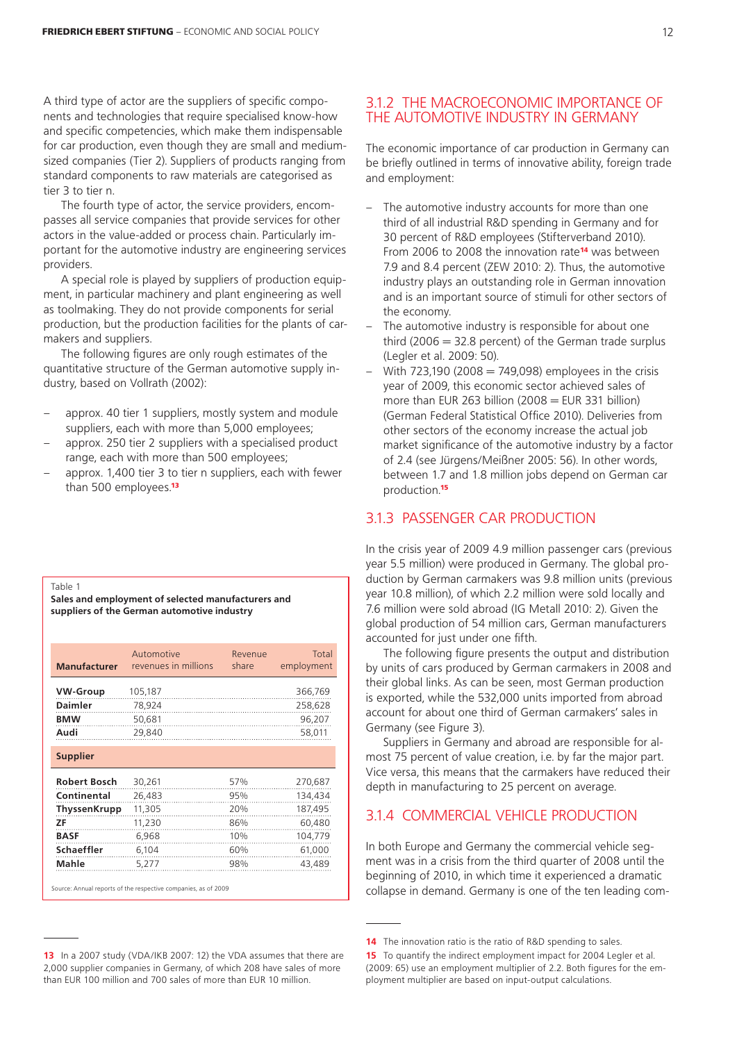A third type of actor are the suppliers of specific components and technologies that require specialised know-how and specific competencies, which make them indispensable for car production, even though they are small and medium-sized companies (Tier 2). Suppliers of products ranging from standard components to raw materials are categorised as tier 3 to tier n.

The fourth type of actor, the service providers, encompasses all service companies that provide services for other actors in the value-added or process chain. Particularly important for the automotive industry are engineering services providers.

A special role is played by suppliers of production equipment, in particular machinery and plant engineering as well as toolmaking. They do not provide components for serial production, but the production facilities for the plants of carmakers and suppliers.

The following figures are only rough estimates of the quantitative structure of the German automotive supply industry, based on Vollrath (2002):

– approx. 40 tier 1 suppliers, mostly system and module suppliers, each with more than 5,000 employees;
– approx. 250 tier 2 suppliers with a specialised product range, each with more than 500 employees;
– approx. 1,400 tier 3 to tier n suppliers, each with fewer than 500 employees.[13]

Table 1
**Sales and employment of selected manufacturers and suppliers of the German automotive industry**

| Manufacturer | Automotive revenues in millions | Revenue share | Total employment |
|---|---|---|---|
| **VW-Group** | 105,187 | | 366,769 |
| **Daimler** | 78,924 | | 258,628 |
| **BMW** | 50,681 | | 96,207 |
| **Audi** | 29,840 | | 58,011 |
| **Supplier** | | | |
| **Robert Bosch** | 30,261 | 57% | 270,687 |
| **Continental** | 26,483 | 95% | 134,434 |
| **ThyssenKrupp** | 11,305 | 20% | 187,495 |
| **ZF** | 11,230 | 86% | 60,480 |
| **BASF** | 6,968 | 10% | 104,779 |
| **Schaeffler** | 6,104 | 60% | 61,000 |
| **Mahle** | 5,277 | 98% | 43,489 |

Source: Annual reports of the respective companies, as of 2009

## 3.1.2 THE MACROECONOMIC IMPORTANCE OF THE AUTOMOTIVE INDUSTRY IN GERMANY

The economic importance of car production in Germany can be briefly outlined in terms of innovative ability, foreign trade and employment:

– The automotive industry accounts for more than one third of all industrial R&D spending in Germany and for 30 percent of R&D employees (Stifterverband 2010). From 2006 to 2008 the innovation rate[14] was between 7.9 and 8.4 percent (ZEW 2010: 2). Thus, the automotive industry plays an outstanding role in German innovation and is an important source of stimuli for other sectors of the economy.
– The automotive industry is responsible for about one third (2006 = 32.8 percent) of the German trade surplus (Legler et al. 2009: 50).
– With 723,190 (2008 = 749,098) employees in the crisis year of 2009, this economic sector achieved sales of more than EUR 263 billion (2008 = EUR 331 billion) (German Federal Statistical Office 2010). Deliveries from other sectors of the economy increase the actual job market significance of the automotive industry by a factor of 2.4 (see Jürgens/Meißner 2005: 56). In other words, between 1.7 and 1.8 million jobs depend on German car production.[15]

## 3.1.3 PASSENGER CAR PRODUCTION

In the crisis year of 2009 4.9 million passenger cars (previous year 5.5 million) were produced in Germany. The global production by German carmakers was 9.8 million units (previous year 10.8 million), of which 2.2 million were sold locally and 7.6 million were sold abroad (IG Metall 2010: 2). Given the global production of 54 million cars, German manufacturers accounted for just under one fifth.

The following figure presents the output and distribution by units of cars produced by German carmakers in 2008 and their global links. As can be seen, most German production is exported, while the 532,000 units imported from abroad account for about one third of German carmakers' sales in Germany (see Figure 3).

Suppliers in Germany and abroad are responsible for almost 75 percent of value creation, i.e. by far the major part. Vice versa, this means that the carmakers have reduced their depth in manufacturing to 25 percent on average.

## 3.1.4 COMMERCIAL VEHICLE PRODUCTION

In both Europe and Germany the commercial vehicle segment was in a crisis from the third quarter of 2008 until the beginning of 2010, in which time it experienced a dramatic collapse in demand. Germany is one of the ten leading com-

---

[13] In a 2007 study (VDA/IKB 2007: 12) the VDA assumes that there are 2,000 supplier companies in Germany, of which 208 have sales of more than EUR 100 million and 700 sales of more than EUR 10 million.

[14] The innovation ratio is the ratio of R&D spending to sales.

[15] To quantify the indirect employment impact for 2004 Legler et al. (2009: 65) use an employment multiplier of 2.2. Both figures for the employment multiplier are based on input-output calculations.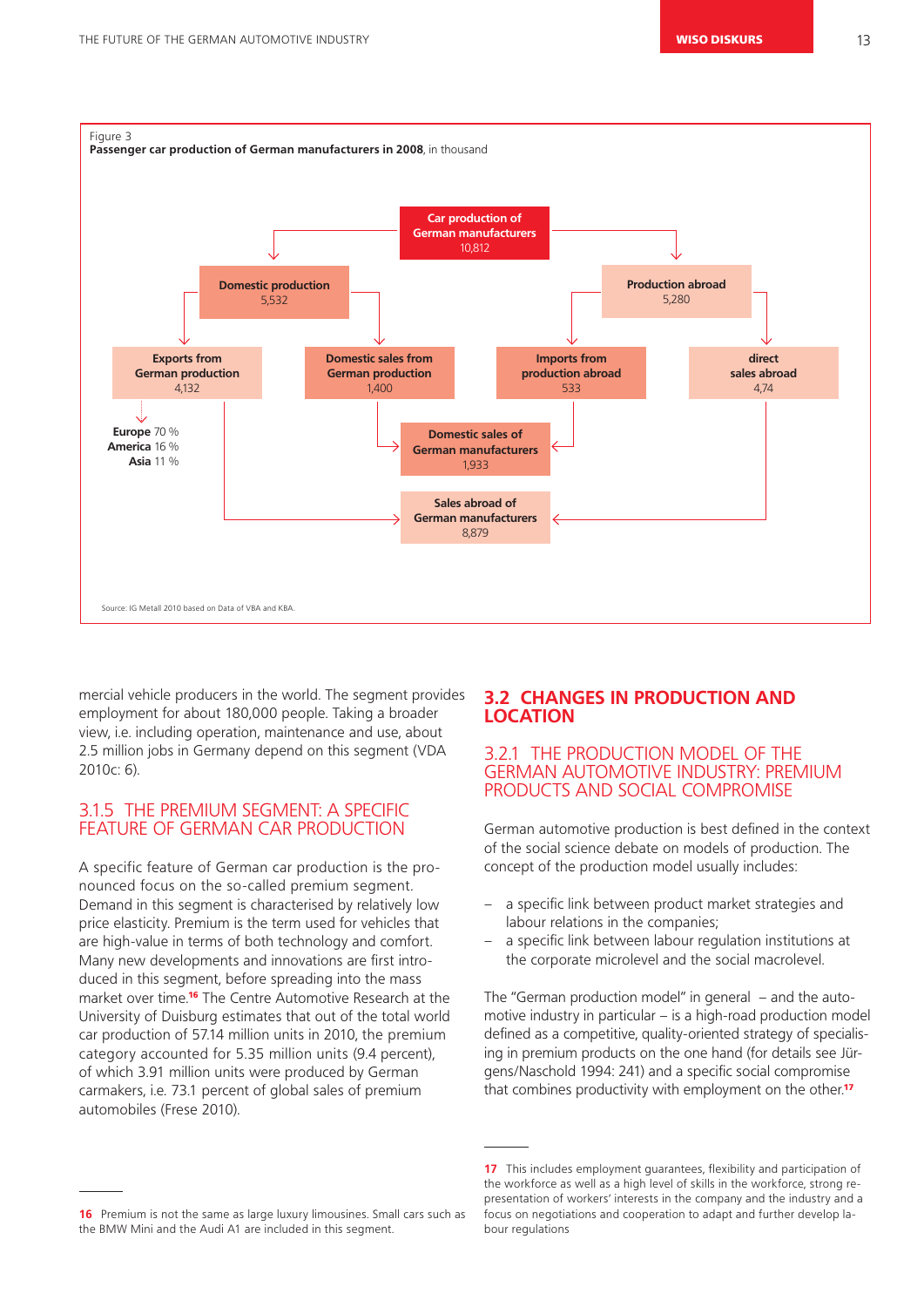Figure 3

**Passenger car production of German manufacturers in 2008**, in thousand

**Car production of German manufacturers** 10,812

- **Domestic production** 5,532
  - **Exports from German production** 4,132
    - **Europe** 70 %
    - **America** 16 %
    - **Asia** 11 %
  - **Domestic sales from German production** 1,400
- **Production abroad** 5,280
  - **Imports from production abroad** 533
  - **direct sales abroad** 4,74

**Domestic sales of German manufacturers** 1,933 (from Domestic sales from German production and Imports from production abroad)

**Sales abroad of German manufacturers** 8,879 (from Exports from German production and direct sales abroad)

Source: IG Metall 2010 based on Data of VBA and KBA.

mercial vehicle producers in the world. The segment provides employment for about 180,000 people. Taking a broader view, i.e. including operation, maintenance and use, about 2.5 million jobs in Germany depend on this segment (VDA 2010c: 6).

### 3.1.5 THE PREMIUM SEGMENT: A SPECIFIC FEATURE OF GERMAN CAR PRODUCTION

A specific feature of German car production is the pronounced focus on the so-called premium segment. Demand in this segment is characterised by relatively low price elasticity. Premium is the term used for vehicles that are high-value in terms of both technology and comfort. Many new developments and innovations are first introduced in this segment, before spreading into the mass market over time.[16] The Centre Automotive Research at the University of Duisburg estimates that out of the total world car production of 57.14 million units in 2010, the premium category accounted for 5.35 million units (9.4 percent), of which 3.91 million units were produced by German carmakers, i.e. 73.1 percent of global sales of premium automobiles (Frese 2010).

## 3.2 CHANGES IN PRODUCTION AND LOCATION

### 3.2.1 THE PRODUCTION MODEL OF THE GERMAN AUTOMOTIVE INDUSTRY: PREMIUM PRODUCTS AND SOCIAL COMPROMISE

German automotive production is best defined in the context of the social science debate on models of production. The concept of the production model usually includes:

- a specific link between product market strategies and labour relations in the companies;
- a specific link between labour regulation institutions at the corporate microlevel and the social macrolevel.

The "German production model" in general – and the automotive industry in particular – is a high-road production model defined as a competitive, quality-oriented strategy of specialising in premium products on the one hand (for details see Jürgens/Naschold 1994: 241) and a specific social compromise that combines productivity with employment on the other.[17]

---

[16] Premium is not the same as large luxury limousines. Small cars such as the BMW Mini and the Audi A1 are included in this segment.

[17] This includes employment guarantees, flexibility and participation of the workforce as well as a high level of skills in the workforce, strong representation of workers' interests in the company and the industry and a focus on negotiations and cooperation to adapt and further develop labour regulations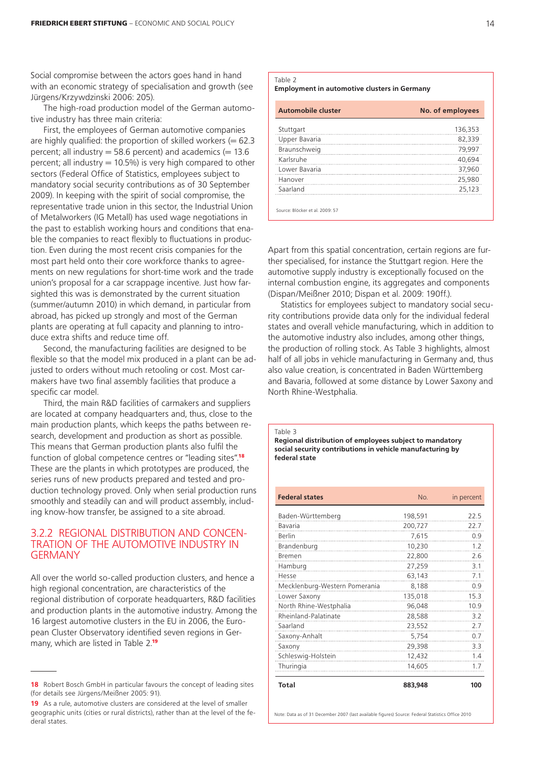Social compromise between the actors goes hand in hand with an economic strategy of specialisation and growth (see Jürgens/Krzywdzinski 2006: 205).

The high-road production model of the German automotive industry has three main criteria:

First, the employees of German automotive companies are highly qualified: the proportion of skilled workers (= 62.3 percent; all industry = 58.6 percent) and academics (= 13.6 percent; all industry = 10.5%) is very high compared to other sectors (Federal Office of Statistics, employees subject to mandatory social security contributions as of 30 September 2009). In keeping with the spirit of social compromise, the representative trade union in this sector, the Industrial Union of Metalworkers (IG Metall) has used wage negotiations in the past to establish working hours and conditions that enable the companies to react flexibly to fluctuations in production. Even during the most recent crisis companies for the most part held onto their core workforce thanks to agreements on new regulations for short-time work and the trade union's proposal for a car scrappage incentive. Just how farsighted this was is demonstrated by the current situation (summer/autumn 2010) in which demand, in particular from abroad, has picked up strongly and most of the German plants are operating at full capacity and planning to introduce extra shifts and reduce time off.

Second, the manufacturing facilities are designed to be flexible so that the model mix produced in a plant can be adjusted to orders without much retooling or cost. Most carmakers have two final assembly facilities that produce a specific car model.

Third, the main R&D facilities of carmakers and suppliers are located at company headquarters and, thus, close to the main production plants, which keeps the paths between research, development and production as short as possible. This means that German production plants also fulfil the function of global competence centres or "leading sites".[18] These are the plants in which prototypes are produced, the series runs of new products prepared and tested and production technology proved. Only when serial production runs smoothly and steadily can and will product assembly, including know-how transfer, be assigned to a site abroad.

## 3.2.2 REGIONAL DISTRIBUTION AND CONCENTRATION OF THE AUTOMOTIVE INDUSTRY IN GERMANY

All over the world so-called production clusters, and hence a high regional concentration, are characteristics of the regional distribution of corporate headquarters, R&D facilities and production plants in the automotive industry. Among the 16 largest automotive clusters in the EU in 2006, the European Cluster Observatory identified seven regions in Germany, which are listed in Table 2.[19]

Table 2
**Employment in automotive clusters in Germany**

| Automobile cluster | No. of employees |
|---|---|
| Stuttgart | 136,353 |
| Upper Bavaria | 82,339 |
| Braunschweig | 79,997 |
| Karlsruhe | 40,694 |
| Lower Bavaria | 37,960 |
| Hanover | 25,980 |
| Saarland | 25,123 |

Source: Blöcker et al. 2009: 57

Apart from this spatial concentration, certain regions are further specialised, for instance the Stuttgart region. Here the automotive supply industry is exceptionally focused on the internal combustion engine, its aggregates and components (Dispan/Meißner 2010; Dispan et al. 2009: 190ff.).

Statistics for employees subject to mandatory social security contributions provide data only for the individual federal states and overall vehicle manufacturing, which in addition to the automotive industry also includes, among other things, the production of rolling stock. As Table 3 highlights, almost half of all jobs in vehicle manufacturing in Germany and, thus also value creation, is concentrated in Baden Württemberg and Bavaria, followed at some distance by Lower Saxony and North Rhine-Westphalia.

Table 3
**Regional distribution of employees subject to mandatory social security contributions in vehicle manufacturing by federal state**

| Federal states | No. | in percent |
|---|---|---|
| Baden-Württemberg | 198,591 | 22.5 |
| Bavaria | 200,727 | 22.7 |
| Berlin | 7,615 | 0.9 |
| Brandenburg | 10,230 | 1.2 |
| Bremen | 22,800 | 2.6 |
| Hamburg | 27,259 | 3.1 |
| Hesse | 63,143 | 7.1 |
| Mecklenburg-Western Pomerania | 8,188 | 0.9 |
| Lower Saxony | 135,018 | 15.3 |
| North Rhine-Westphalia | 96,048 | 10.9 |
| Rheinland-Palatinate | 28,588 | 3.2 |
| Saarland | 23,552 | 2.7 |
| Saxony-Anhalt | 5,754 | 0.7 |
| Saxony | 29,398 | 3.3 |
| Schleswig-Holstein | 12,432 | 1.4 |
| Thuringia | 14,605 | 1.7 |
| **Total** | **883,948** | **100** |

Note: Data as of 31 December 2007 (last available figures) Source: Federal Statistics Office 2010

---

**18** Robert Bosch GmbH in particular favours the concept of leading sites (for details see Jürgens/Meißner 2005: 91).

**19** As a rule, automotive clusters are considered at the level of smaller geographic units (cities or rural districts), rather than at the level of the federal states.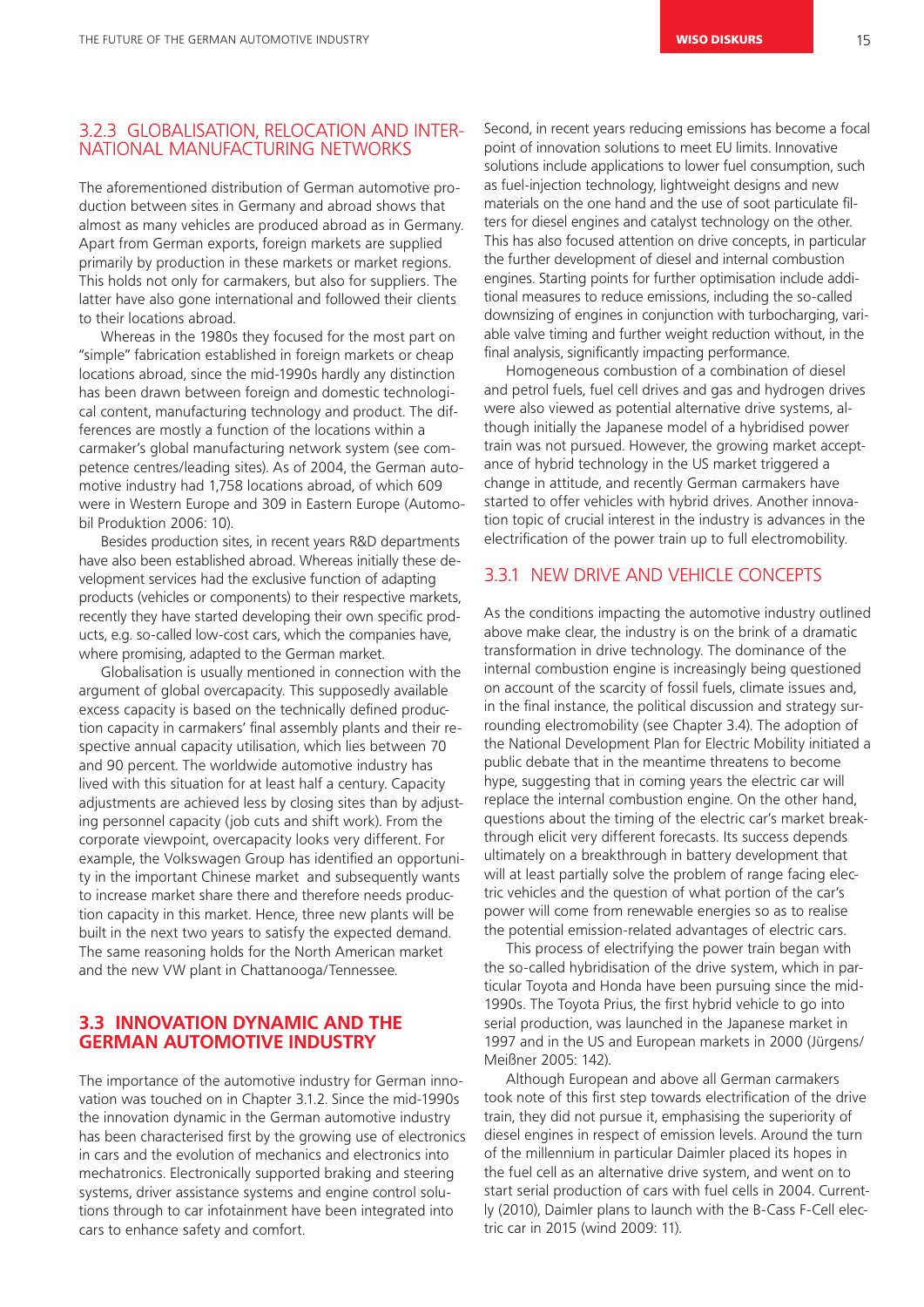### 3.2.3 GLOBALISATION, RELOCATION AND INTERNATIONAL MANUFACTURING NETWORKS

The aforementioned distribution of German automotive production between sites in Germany and abroad shows that almost as many vehicles are produced abroad as in Germany. Apart from German exports, foreign markets are supplied primarily by production in these markets or market regions. This holds not only for carmakers, but also for suppliers. The latter have also gone international and followed their clients to their locations abroad.

Whereas in the 1980s they focused for the most part on "simple" fabrication established in foreign markets or cheap locations abroad, since the mid-1990s hardly any distinction has been drawn between foreign and domestic technological content, manufacturing technology and product. The differences are mostly a function of the locations within a carmaker's global manufacturing network system (see competence centres/leading sites). As of 2004, the German automotive industry had 1,758 locations abroad, of which 609 were in Western Europe and 309 in Eastern Europe (Automobil Produktion 2006: 10).

Besides production sites, in recent years R&D departments have also been established abroad. Whereas initially these development services had the exclusive function of adapting products (vehicles or components) to their respective markets, recently they have started developing their own specific products, e.g. so-called low-cost cars, which the companies have, where promising, adapted to the German market.

Globalisation is usually mentioned in connection with the argument of global overcapacity. This supposedly available excess capacity is based on the technically defined production capacity in carmakers' final assembly plants and their respective annual capacity utilisation, which lies between 70 and 90 percent. The worldwide automotive industry has lived with this situation for at least half a century. Capacity adjustments are achieved less by closing sites than by adjusting personnel capacity (job cuts and shift work). From the corporate viewpoint, overcapacity looks very different. For example, the Volkswagen Group has identified an opportunity in the important Chinese market and subsequently wants to increase market share there and therefore needs production capacity in this market. Hence, three new plants will be built in the next two years to satisfy the expected demand. The same reasoning holds for the North American market and the new VW plant in Chattanooga/Tennessee.

## 3.3 INNOVATION DYNAMIC AND THE GERMAN AUTOMOTIVE INDUSTRY

The importance of the automotive industry for German innovation was touched on in Chapter 3.1.2. Since the mid-1990s the innovation dynamic in the German automotive industry has been characterised first by the growing use of electronics in cars and the evolution of mechanics and electronics into mechatronics. Electronically supported braking and steering systems, driver assistance systems and engine control solutions through to car infotainment have been integrated into cars to enhance safety and comfort.

Second, in recent years reducing emissions has become a focal point of innovation solutions to meet EU limits. Innovative solutions include applications to lower fuel consumption, such as fuel-injection technology, lightweight designs and new materials on the one hand and the use of soot particulate filters for diesel engines and catalyst technology on the other. This has also focused attention on drive concepts, in particular the further development of diesel and internal combustion engines. Starting points for further optimisation include additional measures to reduce emissions, including the so-called downsizing of engines in conjunction with turbocharging, variable valve timing and further weight reduction without, in the final analysis, significantly impacting performance.

Homogeneous combustion of a combination of diesel and petrol fuels, fuel cell drives and gas and hydrogen drives were also viewed as potential alternative drive systems, although initially the Japanese model of a hybridised power train was not pursued. However, the growing market acceptance of hybrid technology in the US market triggered a change in attitude, and recently German carmakers have started to offer vehicles with hybrid drives. Another innovation topic of crucial interest in the industry is advances in the electrification of the power train up to full electromobility.

### 3.3.1 NEW DRIVE AND VEHICLE CONCEPTS

As the conditions impacting the automotive industry outlined above make clear, the industry is on the brink of a dramatic transformation in drive technology. The dominance of the internal combustion engine is increasingly being questioned on account of the scarcity of fossil fuels, climate issues and, in the final instance, the political discussion and strategy surrounding electromobility (see Chapter 3.4). The adoption of the National Development Plan for Electric Mobility initiated a public debate that in the meantime threatens to become hype, suggesting that in coming years the electric car will replace the internal combustion engine. On the other hand, questions about the timing of the electric car's market breakthrough elicit very different forecasts. Its success depends ultimately on a breakthrough in battery development that will at least partially solve the problem of range facing electric vehicles and the question of what portion of the car's power will come from renewable energies so as to realise the potential emission-related advantages of electric cars.

This process of electrifying the power train began with the so-called hybridisation of the drive system, which in particular Toyota and Honda have been pursuing since the mid-1990s. The Toyota Prius, the first hybrid vehicle to go into serial production, was launched in the Japanese market in 1997 and in the US and European markets in 2000 (Jürgens/Meißner 2005: 142).

Although European and above all German carmakers took note of this first step towards electrification of the drive train, they did not pursue it, emphasising the superiority of diesel engines in respect of emission levels. Around the turn of the millennium in particular Daimler placed its hopes in the fuel cell as an alternative drive system, and went on to start serial production of cars with fuel cells in 2004. Currently (2010), Daimler plans to launch with the B-Cass F-Cell electric car in 2015 (wind 2009: 11).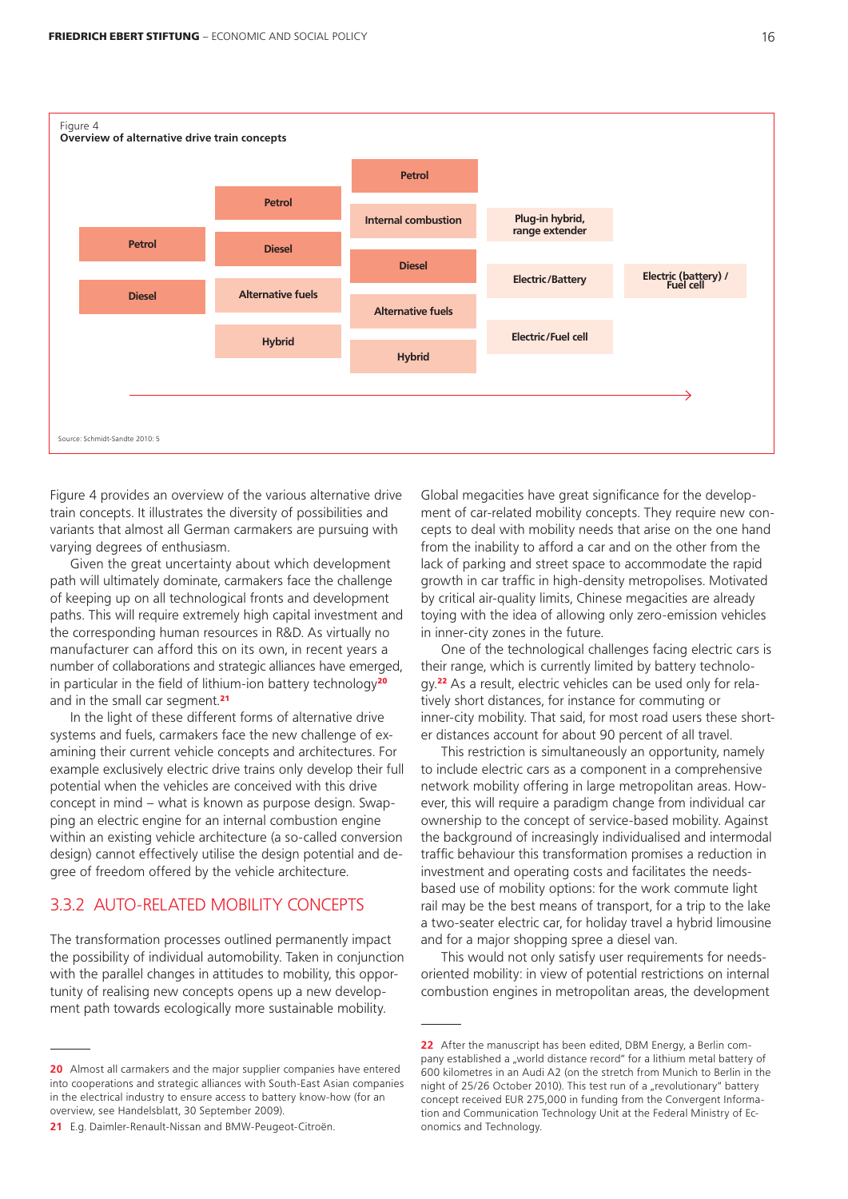Figure 4
**Overview of alternative drive train concepts**

| | | | | |
|---|---|---|---|---|
| Petrol | Petrol | Petrol | Plug-in hybrid, range extender | Electric (battery) / Fuel cell |
| Diesel | Diesel | Internal combustion | Electric/Battery | |
| | Alternative fuels | Diesel | Electric/Fuel cell | |
| | Hybrid | Alternative fuels | | |
| | | Hybrid | | |

Source: Schmidt-Sandte 2010: 5

Figure 4 provides an overview of the various alternative drive train concepts. It illustrates the diversity of possibilities and variants that almost all German carmakers are pursuing with varying degrees of enthusiasm.

Given the great uncertainty about which development path will ultimately dominate, carmakers face the challenge of keeping up on all technological fronts and development paths. This will require extremely high capital investment and the corresponding human resources in R&D. As virtually no manufacturer can afford this on its own, in recent years a number of collaborations and strategic alliances have emerged, in particular in the field of lithium-ion battery technology[20] and in the small car segment.[21]

In the light of these different forms of alternative drive systems and fuels, carmakers face the new challenge of examining their current vehicle concepts and architectures. For example exclusively electric drive trains only develop their full potential when the vehicles are conceived with this drive concept in mind – what is known as purpose design. Swapping an electric engine for an internal combustion engine within an existing vehicle architecture (a so-called conversion design) cannot effectively utilise the design potential and degree of freedom offered by the vehicle architecture.

## 3.3.2 AUTO-RELATED MOBILITY CONCEPTS

The transformation processes outlined permanently impact the possibility of individual automobility. Taken in conjunction with the parallel changes in attitudes to mobility, this opportunity of realising new concepts opens up a new development path towards ecologically more sustainable mobility.

Global megacities have great significance for the development of car-related mobility concepts. They require new concepts to deal with mobility needs that arise on the one hand from the inability to afford a car and on the other from the lack of parking and street space to accommodate the rapid growth in car traffic in high-density metropolises. Motivated by critical air-quality limits, Chinese megacities are already toying with the idea of allowing only zero-emission vehicles in inner-city zones in the future.

One of the technological challenges facing electric cars is their range, which is currently limited by battery technology.[22] As a result, electric vehicles can be used only for relatively short distances, for instance for commuting or inner-city mobility. That said, for most road users these shorter distances account for about 90 percent of all travel.

This restriction is simultaneously an opportunity, namely to include electric cars as a component in a comprehensive network mobility offering in large metropolitan areas. However, this will require a paradigm change from individual car ownership to the concept of service-based mobility. Against the background of increasingly individualised and intermodal traffic behaviour this transformation promises a reduction in investment and operating costs and facilitates the needs-based use of mobility options: for the work commute light rail may be the best means of transport, for a trip to the lake a two-seater electric car, for holiday travel a hybrid limousine and for a major shopping spree a diesel van.

This would not only satisfy user requirements for needs-oriented mobility: in view of potential restrictions on internal combustion engines in metropolitan areas, the development

---

20 Almost all carmakers and the major supplier companies have entered into cooperations and strategic alliances with South-East Asian companies in the electrical industry to ensure access to battery know-how (for an overview, see Handelsblatt, 30 September 2009).

21 E.g. Daimler-Renault-Nissan and BMW-Peugeot-Citroën.

22 After the manuscript has been edited, DBM Energy, a Berlin company established a „world distance record" for a lithium metal battery of 600 kilometres in an Audi A2 (on the stretch from Munich to Berlin in the night of 25/26 October 2010). This test run of a „revolutionary" battery concept received EUR 275,000 in funding from the Convergent Information and Communication Technology Unit at the Federal Ministry of Economics and Technology.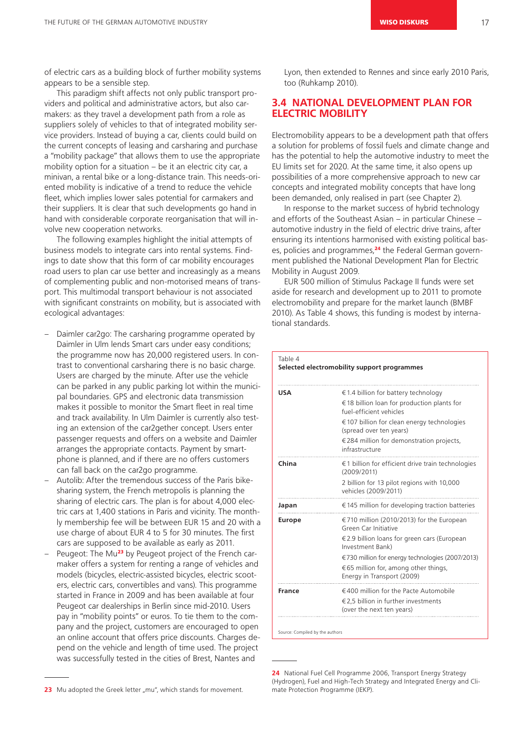of electric cars as a building block of further mobility systems appears to be a sensible step.

This paradigm shift affects not only public transport providers and political and administrative actors, but also carmakers: as they travel a development path from a role as suppliers solely of vehicles to that of integrated mobility service providers. Instead of buying a car, clients could build on the current concepts of leasing and carsharing and purchase a "mobility package" that allows them to use the appropriate mobility option for a situation – be it an electric city car, a minivan, a rental bike or a long-distance train. This needs-oriented mobility is indicative of a trend to reduce the vehicle fleet, which implies lower sales potential for carmakers and their suppliers. It is clear that such developments go hand in hand with considerable corporate reorganisation that will involve new cooperation networks.

The following examples highlight the initial attempts of business models to integrate cars into rental systems. Findings to date show that this form of car mobility encourages road users to plan car use better and increasingly as a means of complementing public and non-motorised means of transport. This multimodal transport behaviour is not associated with significant constraints on mobility, but is associated with ecological advantages:

- Daimler car2go: The carsharing programme operated by Daimler in Ulm lends Smart cars under easy conditions; the programme now has 20,000 registered users. In contrast to conventional carsharing there is no basic charge. Users are charged by the minute. After use the vehicle can be parked in any public parking lot within the municipal boundaries. GPS and electronic data transmission makes it possible to monitor the Smart fleet in real time and track availability. In Ulm Daimler is currently also testing an extension of the car2gether concept. Users enter passenger requests and offers on a website and Daimler arranges the appropriate contacts. Payment by smartphone is planned, and if there are no offers customers can fall back on the car2go programme.
- Autolib: After the tremendous success of the Paris bike-sharing system, the French metropolis is planning the sharing of electric cars. The plan is for about 4,000 electric cars at 1,400 stations in Paris and vicinity. The monthly membership fee will be between EUR 15 and 20 with a use charge of about EUR 4 to 5 for 30 minutes. The first cars are supposed to be available as early as 2011.
- Peugeot: The Mu[23] by Peugeot project of the French carmaker offers a system for renting a range of vehicles and models (bicycles, electric-assisted bicycles, electric scooters, electric cars, convertibles and vans). This programme started in France in 2009 and has been available at four Peugeot car dealerships in Berlin since mid-2010. Users pay in "mobility points" or euros. To tie them to the company and the project, customers are encouraged to open an online account that offers price discounts. Charges depend on the vehicle and length of time used. The project was successfully tested in the cities of Brest, Nantes and Lyon, then extended to Rennes and since early 2010 Paris, too (Ruhkamp 2010).

## 3.4 NATIONAL DEVELOPMENT PLAN FOR ELECTRIC MOBILITY

Electromobility appears to be a development path that offers a solution for problems of fossil fuels and climate change and has the potential to help the automotive industry to meet the EU limits set for 2020. At the same time, it also opens up possibilities of a more comprehensive approach to new car concepts and integrated mobility concepts that have long been demanded, only realised in part (see Chapter 2).

In response to the market success of hybrid technology and efforts of the Southeast Asian – in particular Chinese – automotive industry in the field of electric drive trains, after ensuring its intentions harmonised with existing political bases, policies and programmes,[24] the Federal German government published the National Development Plan for Electric Mobility in August 2009.

EUR 500 million of Stimulus Package II funds were set aside for research and development up to 2011 to promote electromobility and prepare for the market launch (BMBF 2010). As Table 4 shows, this funding is modest by international standards.

Table 4
**Selected electromobility support programmes**

| | |
|---|---|
| **USA** | €1.4 billion for battery technology |
| | €18 billion loan for production plants for fuel-efficient vehicles |
| | €107 billion for clean energy technologies (spread over ten years) |
| | €284 million for demonstration projects, infrastructure |
| **China** | €1 billion for efficient drive train technologies (2009/2011) |
| | 2 billion for 13 pilot regions with 10,000 vehicles (2009/2011) |
| **Japan** | €145 million for developing traction batteries |
| **Europe** | €710 million (2010/2013) for the European Green Car Initiative |
| | €2.9 billion loans for green cars (European Investment Bank) |
| | €730 million for energy technologies (2007/2013) |
| | €65 million for, among other things, Energy in Transport (2009) |
| **France** | €400 million for the Pacte Automobile |
| | €2,5 billion in further investments (over the next ten years) |

Source: Compiled by the authors

---

23 Mu adopted the Greek letter „mu", which stands for movement.

24 National Fuel Cell Programme 2006, Transport Energy Strategy (Hydrogen), Fuel and High-Tech Strategy and Integrated Energy and Climate Protection Programme (IEKP).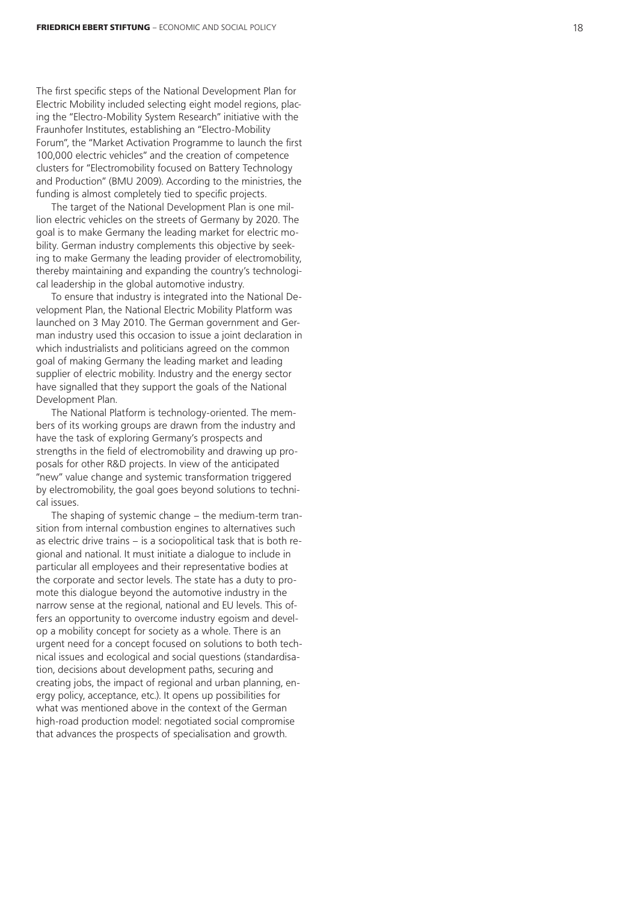The first specific steps of the National Development Plan for Electric Mobility included selecting eight model regions, placing the "Electro-Mobility System Research" initiative with the Fraunhofer Institutes, establishing an "Electro-Mobility Forum", the "Market Activation Programme to launch the first 100,000 electric vehicles" and the creation of competence clusters for "Electromobility focused on Battery Technology and Production" (BMU 2009). According to the ministries, the funding is almost completely tied to specific projects.

The target of the National Development Plan is one million electric vehicles on the streets of Germany by 2020. The goal is to make Germany the leading market for electric mobility. German industry complements this objective by seeking to make Germany the leading provider of electromobility, thereby maintaining and expanding the country's technological leadership in the global automotive industry.

To ensure that industry is integrated into the National Development Plan, the National Electric Mobility Platform was launched on 3 May 2010. The German government and German industry used this occasion to issue a joint declaration in which industrialists and politicians agreed on the common goal of making Germany the leading market and leading supplier of electric mobility. Industry and the energy sector have signalled that they support the goals of the National Development Plan.

The National Platform is technology-oriented. The members of its working groups are drawn from the industry and have the task of exploring Germany's prospects and strengths in the field of electromobility and drawing up proposals for other R&D projects. In view of the anticipated "new" value change and systemic transformation triggered by electromobility, the goal goes beyond solutions to technical issues.

The shaping of systemic change – the medium-term transition from internal combustion engines to alternatives such as electric drive trains – is a sociopolitical task that is both regional and national. It must initiate a dialogue to include in particular all employees and their representative bodies at the corporate and sector levels. The state has a duty to promote this dialogue beyond the automotive industry in the narrow sense at the regional, national and EU levels. This offers an opportunity to overcome industry egoism and develop a mobility concept for society as a whole. There is an urgent need for a concept focused on solutions to both technical issues and ecological and social questions (standardisation, decisions about development paths, securing and creating jobs, the impact of regional and urban planning, energy policy, acceptance, etc.). It opens up possibilities for what was mentioned above in the context of the German high-road production model: negotiated social compromise that advances the prospects of specialisation and growth.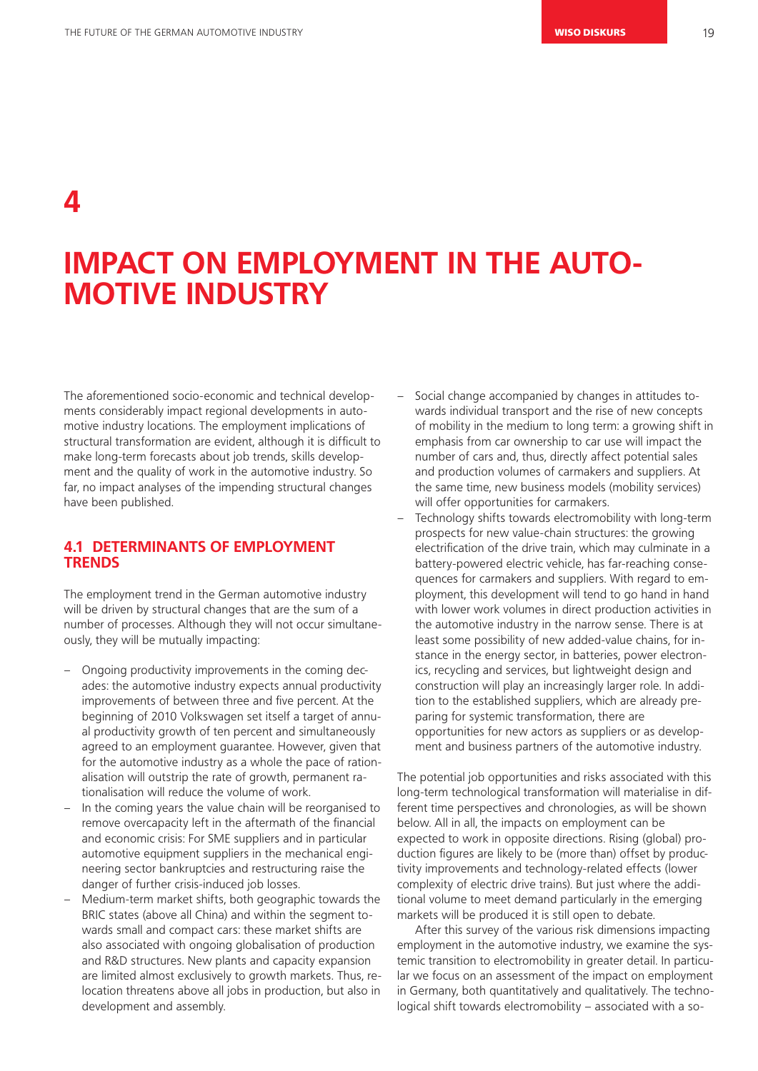# 4

# IMPACT ON EMPLOYMENT IN THE AUTOMOTIVE INDUSTRY

The aforementioned socio-economic and technical developments considerably impact regional developments in automotive industry locations. The employment implications of structural transformation are evident, although it is difficult to make long-term forecasts about job trends, skills development and the quality of work in the automotive industry. So far, no impact analyses of the impending structural changes have been published.

## 4.1 DETERMINANTS OF EMPLOYMENT TRENDS

The employment trend in the German automotive industry will be driven by structural changes that are the sum of a number of processes. Although they will not occur simultaneously, they will be mutually impacting:

- Ongoing productivity improvements in the coming decades: the automotive industry expects annual productivity improvements of between three and five percent. At the beginning of 2010 Volkswagen set itself a target of annual productivity growth of ten percent and simultaneously agreed to an employment guarantee. However, given that for the automotive industry as a whole the pace of rationalisation will outstrip the rate of growth, permanent rationalisation will reduce the volume of work.
- In the coming years the value chain will be reorganised to remove overcapacity left in the aftermath of the financial and economic crisis: For SME suppliers and in particular automotive equipment suppliers in the mechanical engineering sector bankruptcies and restructuring raise the danger of further crisis-induced job losses.
- Medium-term market shifts, both geographic towards the BRIC states (above all China) and within the segment towards small and compact cars: these market shifts are also associated with ongoing globalisation of production and R&D structures. New plants and capacity expansion are limited almost exclusively to growth markets. Thus, relocation threatens above all jobs in production, but also in development and assembly.
- Social change accompanied by changes in attitudes towards individual transport and the rise of new concepts of mobility in the medium to long term: a growing shift in emphasis from car ownership to car use will impact the number of cars and, thus, directly affect potential sales and production volumes of carmakers and suppliers. At the same time, new business models (mobility services) will offer opportunities for carmakers.
- Technology shifts towards electromobility with long-term prospects for new value-chain structures: the growing electrification of the drive train, which may culminate in a battery-powered electric vehicle, has far-reaching consequences for carmakers and suppliers. With regard to employment, this development will tend to go hand in hand with lower work volumes in direct production activities in the automotive industry in the narrow sense. There is at least some possibility of new added-value chains, for instance in the energy sector, in batteries, power electronics, recycling and services, but lightweight design and construction will play an increasingly larger role. In addition to the established suppliers, which are already preparing for systemic transformation, there are opportunities for new actors as suppliers or as development and business partners of the automotive industry.

The potential job opportunities and risks associated with this long-term technological transformation will materialise in different time perspectives and chronologies, as will be shown below. All in all, the impacts on employment can be expected to work in opposite directions. Rising (global) production figures are likely to be (more than) offset by productivity improvements and technology-related effects (lower complexity of electric drive trains). But just where the additional volume to meet demand particularly in the emerging markets will be produced it is still open to debate.

After this survey of the various risk dimensions impacting employment in the automotive industry, we examine the systemic transition to electromobility in greater detail. In particular we focus on an assessment of the impact on employment in Germany, both quantitatively and qualitatively. The technological shift towards electromobility – associated with a so-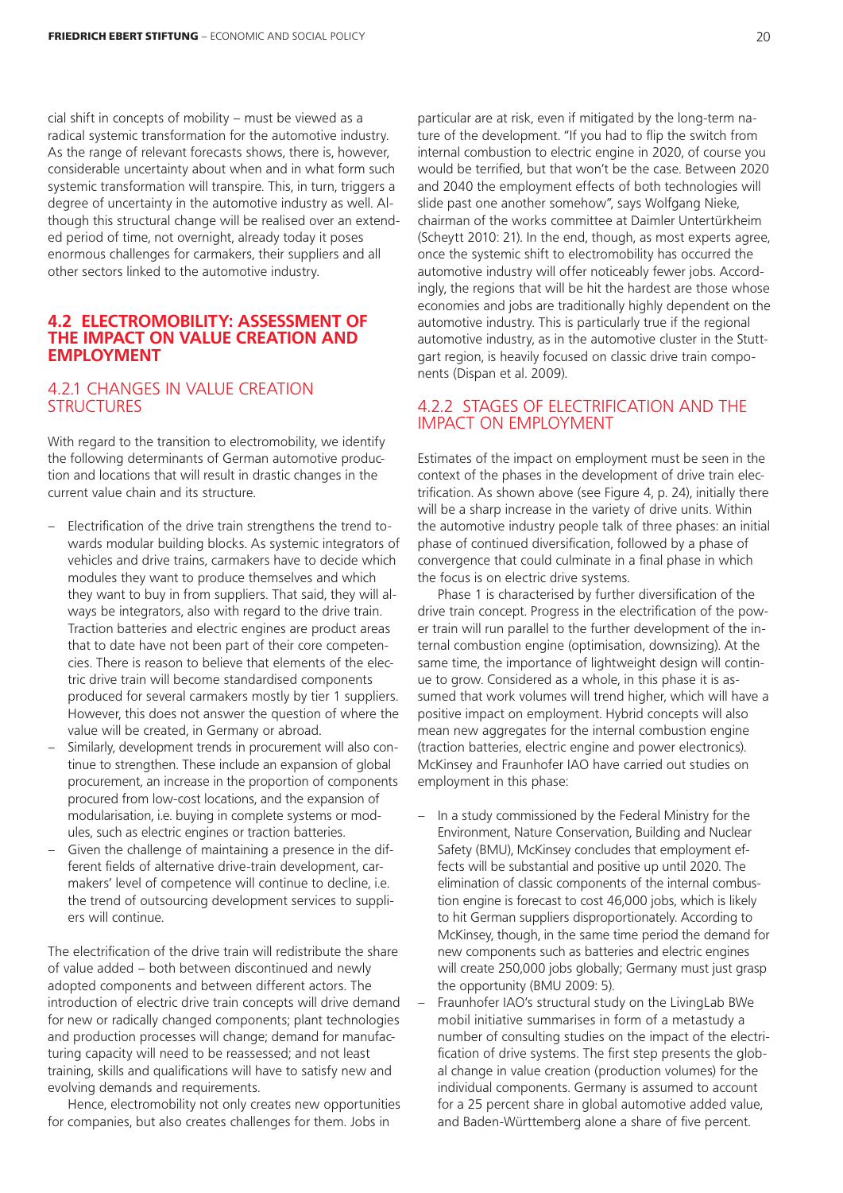cial shift in concepts of mobility – must be viewed as a radical systemic transformation for the automotive industry. As the range of relevant forecasts shows, there is, however, considerable uncertainty about when and in what form such systemic transformation will transpire. This, in turn, triggers a degree of uncertainty in the automotive industry as well. Although this structural change will be realised over an extended period of time, not overnight, already today it poses enormous challenges for carmakers, their suppliers and all other sectors linked to the automotive industry.

## 4.2 ELECTROMOBILITY: ASSESSMENT OF THE IMPACT ON VALUE CREATION AND EMPLOYMENT

### 4.2.1 CHANGES IN VALUE CREATION STRUCTURES

With regard to the transition to electromobility, we identify the following determinants of German automotive production and locations that will result in drastic changes in the current value chain and its structure.

- Electrification of the drive train strengthens the trend towards modular building blocks. As systemic integrators of vehicles and drive trains, carmakers have to decide which modules they want to produce themselves and which they want to buy in from suppliers. That said, they will always be integrators, also with regard to the drive train. Traction batteries and electric engines are product areas that to date have not been part of their core competencies. There is reason to believe that elements of the electric drive train will become standardised components produced for several carmakers mostly by tier 1 suppliers. However, this does not answer the question of where the value will be created, in Germany or abroad.
- Similarly, development trends in procurement will also continue to strengthen. These include an expansion of global procurement, an increase in the proportion of components procured from low-cost locations, and the expansion of modularisation, i.e. buying in complete systems or modules, such as electric engines or traction batteries.
- Given the challenge of maintaining a presence in the different fields of alternative drive-train development, carmakers' level of competence will continue to decline, i.e. the trend of outsourcing development services to suppliers will continue.

The electrification of the drive train will redistribute the share of value added – both between discontinued and newly adopted components and between different actors. The introduction of electric drive train concepts will drive demand for new or radically changed components; plant technologies and production processes will change; demand for manufacturing capacity will need to be reassessed; and not least training, skills and qualifications will have to satisfy new and evolving demands and requirements.

Hence, electromobility not only creates new opportunities for companies, but also creates challenges for them. Jobs in particular are at risk, even if mitigated by the long-term nature of the development. "If you had to flip the switch from internal combustion to electric engine in 2020, of course you would be terrified, but that won't be the case. Between 2020 and 2040 the employment effects of both technologies will slide past one another somehow", says Wolfgang Nieke, chairman of the works committee at Daimler Untertürkheim (Scheytt 2010: 21). In the end, though, as most experts agree, once the systemic shift to electromobility has occurred the automotive industry will offer noticeably fewer jobs. Accordingly, the regions that will be hit the hardest are those whose economies and jobs are traditionally highly dependent on the automotive industry. This is particularly true if the regional automotive industry, as in the automotive cluster in the Stuttgart region, is heavily focused on classic drive train components (Dispan et al. 2009).

### 4.2.2 STAGES OF ELECTRIFICATION AND THE IMPACT ON EMPLOYMENT

Estimates of the impact on employment must be seen in the context of the phases in the development of drive train electrification. As shown above (see Figure 4, p. 24), initially there will be a sharp increase in the variety of drive units. Within the automotive industry people talk of three phases: an initial phase of continued diversification, followed by a phase of convergence that could culminate in a final phase in which the focus is on electric drive systems.

Phase 1 is characterised by further diversification of the drive train concept. Progress in the electrification of the power train will run parallel to the further development of the internal combustion engine (optimisation, downsizing). At the same time, the importance of lightweight design will continue to grow. Considered as a whole, in this phase it is assumed that work volumes will trend higher, which will have a positive impact on employment. Hybrid concepts will also mean new aggregates for the internal combustion engine (traction batteries, electric engine and power electronics). McKinsey and Fraunhofer IAO have carried out studies on employment in this phase:

- In a study commissioned by the Federal Ministry for the Environment, Nature Conservation, Building and Nuclear Safety (BMU), McKinsey concludes that employment effects will be substantial and positive up until 2020. The elimination of classic components of the internal combustion engine is forecast to cost 46,000 jobs, which is likely to hit German suppliers disproportionately. According to McKinsey, though, in the same time period the demand for new components such as batteries and electric engines will create 250,000 jobs globally; Germany must just grasp the opportunity (BMU 2009: 5).
- Fraunhofer IAO's structural study on the LivingLab BWe mobil initiative summarises in form of a metastudy a number of consulting studies on the impact of the electrification of drive systems. The first step presents the global change in value creation (production volumes) for the individual components. Germany is assumed to account for a 25 percent share in global automotive added value, and Baden-Württemberg alone a share of five percent.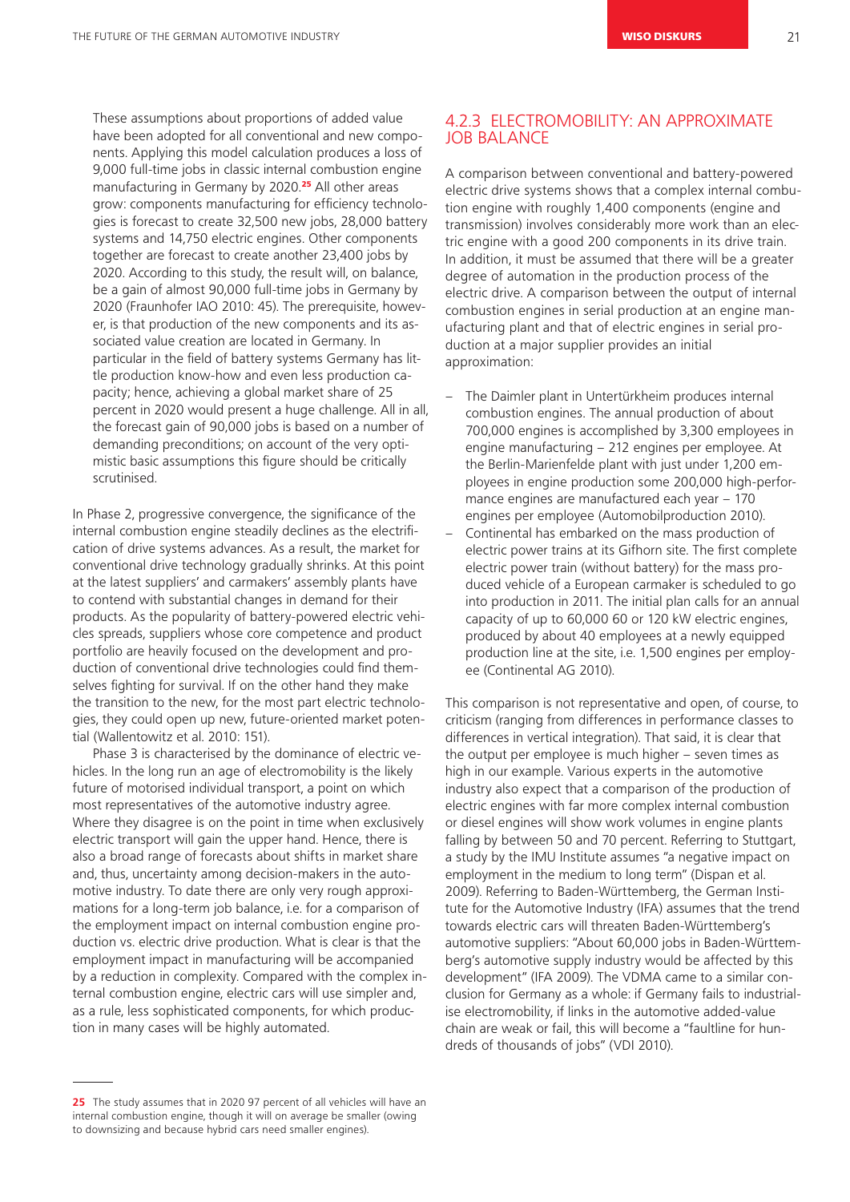These assumptions about proportions of added value have been adopted for all conventional and new components. Applying this model calculation produces a loss of 9,000 full-time jobs in classic internal combustion engine manufacturing in Germany by 2020.[25] All other areas grow: components manufacturing for efficiency technologies is forecast to create 32,500 new jobs, 28,000 battery systems and 14,750 electric engines. Other components together are forecast to create another 23,400 jobs by 2020. According to this study, the result will, on balance, be a gain of almost 90,000 full-time jobs in Germany by 2020 (Fraunhofer IAO 2010: 45). The prerequisite, however, is that production of the new components and its associated value creation are located in Germany. In particular in the field of battery systems Germany has little production know-how and even less production capacity; hence, achieving a global market share of 25 percent in 2020 would present a huge challenge. All in all, the forecast gain of 90,000 jobs is based on a number of demanding preconditions; on account of the very optimistic basic assumptions this figure should be critically scrutinised.

In Phase 2, progressive convergence, the significance of the internal combustion engine steadily declines as the electrification of drive systems advances. As a result, the market for conventional drive technology gradually shrinks. At this point at the latest suppliers' and carmakers' assembly plants have to contend with substantial changes in demand for their products. As the popularity of battery-powered electric vehicles spreads, suppliers whose core competence and product portfolio are heavily focused on the development and production of conventional drive technologies could find themselves fighting for survival. If on the other hand they make the transition to the new, for the most part electric technologies, they could open up new, future-oriented market potential (Wallentowitz et al. 2010: 151).

Phase 3 is characterised by the dominance of electric vehicles. In the long run an age of electromobility is the likely future of motorised individual transport, a point on which most representatives of the automotive industry agree. Where they disagree is on the point in time when exclusively electric transport will gain the upper hand. Hence, there is also a broad range of forecasts about shifts in market share and, thus, uncertainty among decision-makers in the automotive industry. To date there are only very rough approximations for a long-term job balance, i.e. for a comparison of the employment impact on internal combustion engine production vs. electric drive production. What is clear is that the employment impact in manufacturing will be accompanied by a reduction in complexity. Compared with the complex internal combustion engine, electric cars will use simpler and, as a rule, less sophisticated components, for which production in many cases will be highly automated.

### 4.2.3 Electromobility: An Approximate Job Balance

A comparison between conventional and battery-powered electric drive systems shows that a complex internal combustion engine with roughly 1,400 components (engine and transmission) involves considerably more work than an electric engine with a good 200 components in its drive train. In addition, it must be assumed that there will be a greater degree of automation in the production process of the electric drive. A comparison between the output of internal combustion engines in serial production at an engine manufacturing plant and that of electric engines in serial production at a major supplier provides an initial approximation:

– The Daimler plant in Untertürkheim produces internal combustion engines. The annual production of about 700,000 engines is accomplished by 3,300 employees in engine manufacturing – 212 engines per employee. At the Berlin-Marienfelde plant with just under 1,200 employees in engine production some 200,000 high-performance engines are manufactured each year – 170 engines per employee (Automobilproduction 2010).
– Continental has embarked on the mass production of electric power trains at its Gifhorn site. The first complete electric power train (without battery) for the mass produced vehicle of a European carmaker is scheduled to go into production in 2011. The initial plan calls for an annual capacity of up to 60,000 60 or 120 kW electric engines, produced by about 40 employees at a newly equipped production line at the site, i.e. 1,500 engines per employee (Continental AG 2010).

This comparison is not representative and open, of course, to criticism (ranging from differences in performance classes to differences in vertical integration). That said, it is clear that the output per employee is much higher – seven times as high in our example. Various experts in the automotive industry also expect that a comparison of the production of electric engines with far more complex internal combustion or diesel engines will show work volumes in engine plants falling by between 50 and 70 percent. Referring to Stuttgart, a study by the IMU Institute assumes "a negative impact on employment in the medium to long term" (Dispan et al. 2009). Referring to Baden-Württemberg, the German Institute for the Automotive Industry (IFA) assumes that the trend towards electric cars will threaten Baden-Württemberg's automotive suppliers: "About 60,000 jobs in Baden-Württemberg's automotive supply industry would be affected by this development" (IFA 2009). The VDMA came to a similar conclusion for Germany as a whole: if Germany fails to industrialise electromobility, if links in the automotive added-value chain are weak or fail, this will become a "faultline for hundreds of thousands of jobs" (VDI 2010).

---

[25] The study assumes that in 2020 97 percent of all vehicles will have an internal combustion engine, though it will on average be smaller (owing to downsizing and because hybrid cars need smaller engines).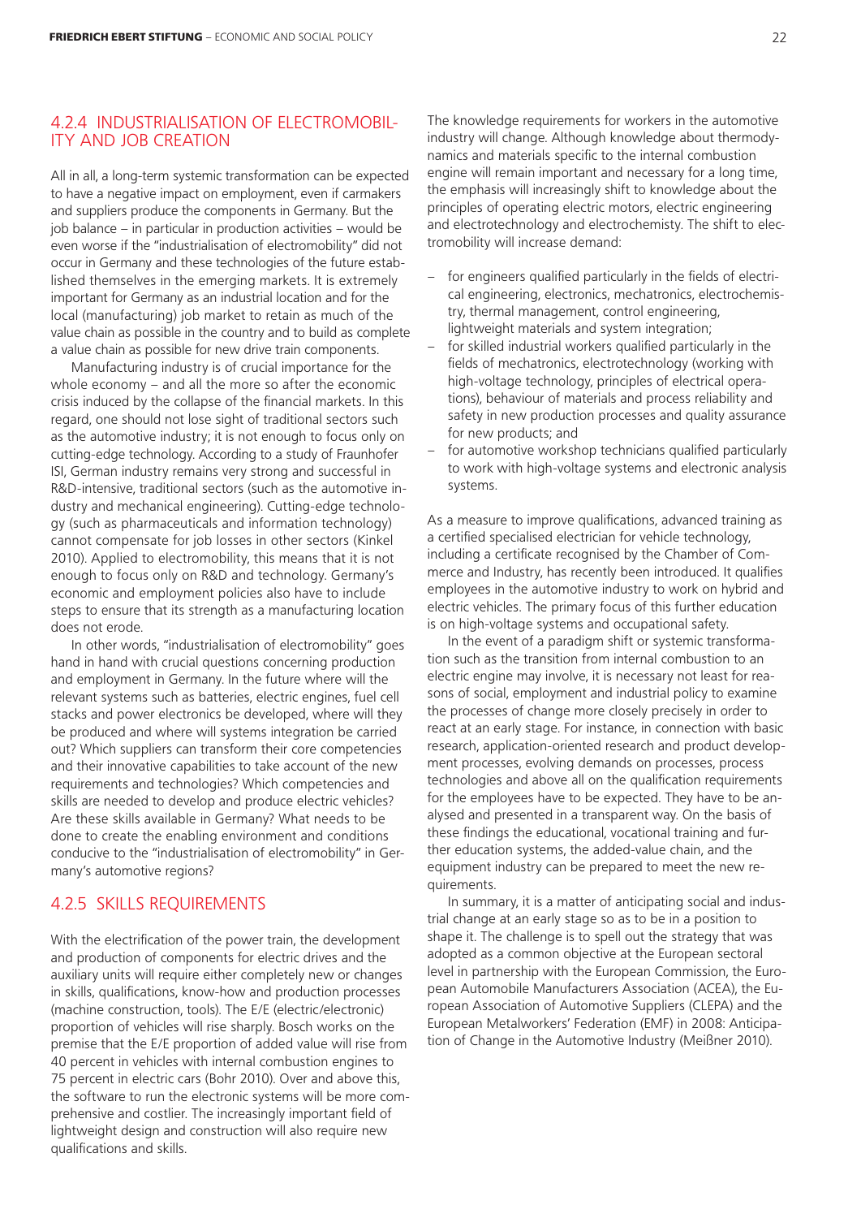### 4.2.4 INDUSTRIALISATION OF ELECTROMOBILITY AND JOB CREATION

All in all, a long-term systemic transformation can be expected to have a negative impact on employment, even if carmakers and suppliers produce the components in Germany. But the job balance – in particular in production activities – would be even worse if the "industrialisation of electromobility" did not occur in Germany and these technologies of the future established themselves in the emerging markets. It is extremely important for Germany as an industrial location and for the local (manufacturing) job market to retain as much of the value chain as possible in the country and to build as complete a value chain as possible for new drive train components.

Manufacturing industry is of crucial importance for the whole economy – and all the more so after the economic crisis induced by the collapse of the financial markets. In this regard, one should not lose sight of traditional sectors such as the automotive industry; it is not enough to focus only on cutting-edge technology. According to a study of Fraunhofer ISI, German industry remains very strong and successful in R&D-intensive, traditional sectors (such as the automotive industry and mechanical engineering). Cutting-edge technology (such as pharmaceuticals and information technology) cannot compensate for job losses in other sectors (Kinkel 2010). Applied to electromobility, this means that it is not enough to focus only on R&D and technology. Germany's economic and employment policies also have to include steps to ensure that its strength as a manufacturing location does not erode.

In other words, "industrialisation of electromobility" goes hand in hand with crucial questions concerning production and employment in Germany. In the future where will the relevant systems such as batteries, electric engines, fuel cell stacks and power electronics be developed, where will they be produced and where will systems integration be carried out? Which suppliers can transform their core competencies and their innovative capabilities to take account of the new requirements and technologies? Which competencies and skills are needed to develop and produce electric vehicles? Are these skills available in Germany? What needs to be done to create the enabling environment and conditions conducive to the "industrialisation of electromobility" in Germany's automotive regions?

### 4.2.5 SKILLS REQUIREMENTS

With the electrification of the power train, the development and production of components for electric drives and the auxiliary units will require either completely new or changes in skills, qualifications, know-how and production processes (machine construction, tools). The E/E (electric/electronic) proportion of vehicles will rise sharply. Bosch works on the premise that the E/E proportion of added value will rise from 40 percent in vehicles with internal combustion engines to 75 percent in electric cars (Bohr 2010). Over and above this, the software to run the electronic systems will be more comprehensive and costlier. The increasingly important field of lightweight design and construction will also require new qualifications and skills.

The knowledge requirements for workers in the automotive industry will change. Although knowledge about thermodynamics and materials specific to the internal combustion engine will remain important and necessary for a long time, the emphasis will increasingly shift to knowledge about the principles of operating electric motors, electric engineering and electrotechnology and electrochemisty. The shift to electromobility will increase demand:

- for engineers qualified particularly in the fields of electrical engineering, electronics, mechatronics, electrochemistry, thermal management, control engineering, lightweight materials and system integration;
- for skilled industrial workers qualified particularly in the fields of mechatronics, electrotechnology (working with high-voltage technology, principles of electrical operations), behaviour of materials and process reliability and safety in new production processes and quality assurance for new products; and
- for automotive workshop technicians qualified particularly to work with high-voltage systems and electronic analysis systems.

As a measure to improve qualifications, advanced training as a certified specialised electrician for vehicle technology, including a certificate recognised by the Chamber of Commerce and Industry, has recently been introduced. It qualifies employees in the automotive industry to work on hybrid and electric vehicles. The primary focus of this further education is on high-voltage systems and occupational safety.

In the event of a paradigm shift or systemic transformation such as the transition from internal combustion to an electric engine may involve, it is necessary not least for reasons of social, employment and industrial policy to examine the processes of change more closely precisely in order to react at an early stage. For instance, in connection with basic research, application-oriented research and product development processes, evolving demands on processes, process technologies and above all on the qualification requirements for the employees have to be expected. They have to be analysed and presented in a transparent way. On the basis of these findings the educational, vocational training and further education systems, the added-value chain, and the equipment industry can be prepared to meet the new requirements.

In summary, it is a matter of anticipating social and industrial change at an early stage so as to be in a position to shape it. The challenge is to spell out the strategy that was adopted as a common objective at the European sectoral level in partnership with the European Commission, the European Automobile Manufacturers Association (ACEA), the European Association of Automotive Suppliers (CLEPA) and the European Metalworkers' Federation (EMF) in 2008: Anticipation of Change in the Automotive Industry (Meißner 2010).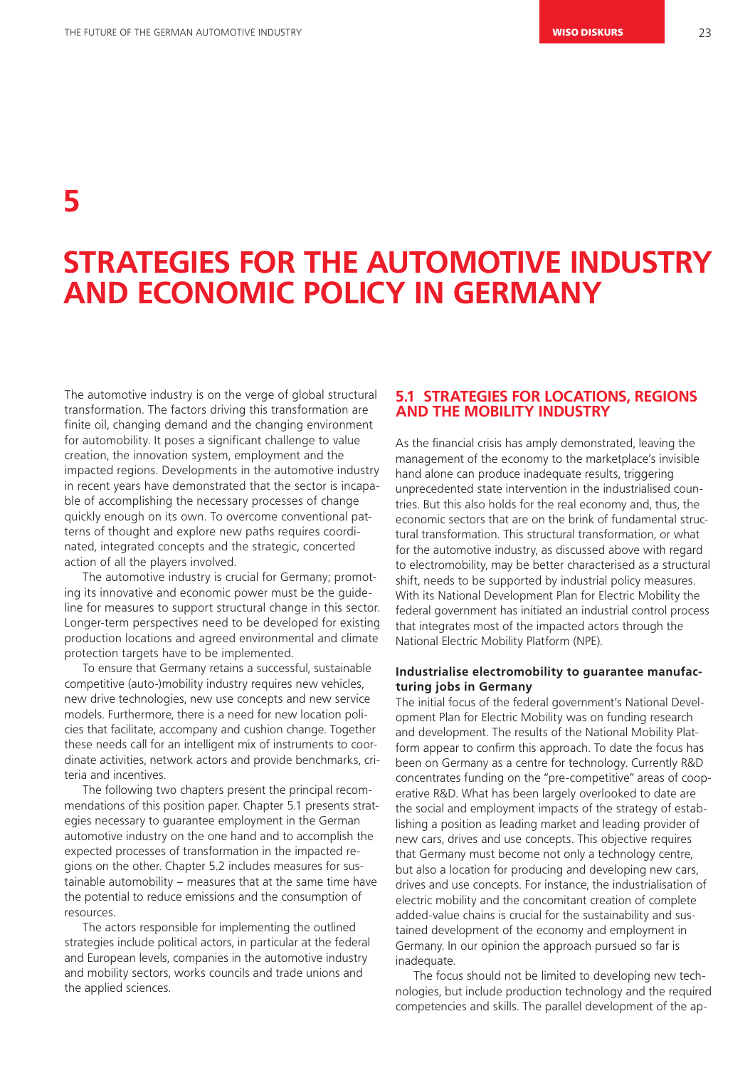# 5

# STRATEGIES FOR THE AUTOMOTIVE INDUSTRY AND ECONOMIC POLICY IN GERMANY

The automotive industry is on the verge of global structural transformation. The factors driving this transformation are finite oil, changing demand and the changing environment for automobility. It poses a significant challenge to value creation, the innovation system, employment and the impacted regions. Developments in the automotive industry in recent years have demonstrated that the sector is incapable of accomplishing the necessary processes of change quickly enough on its own. To overcome conventional patterns of thought and explore new paths requires coordinated, integrated concepts and the strategic, concerted action of all the players involved.

The automotive industry is crucial for Germany; promoting its innovative and economic power must be the guideline for measures to support structural change in this sector. Longer-term perspectives need to be developed for existing production locations and agreed environmental and climate protection targets have to be implemented.

To ensure that Germany retains a successful, sustainable competitive (auto-)mobility industry requires new vehicles, new drive technologies, new use concepts and new service models. Furthermore, there is a need for new location policies that facilitate, accompany and cushion change. Together these needs call for an intelligent mix of instruments to coordinate activities, network actors and provide benchmarks, criteria and incentives.

The following two chapters present the principal recommendations of this position paper. Chapter 5.1 presents strategies necessary to guarantee employment in the German automotive industry on the one hand and to accomplish the expected processes of transformation in the impacted regions on the other. Chapter 5.2 includes measures for sustainable automobility – measures that at the same time have the potential to reduce emissions and the consumption of resources.

The actors responsible for implementing the outlined strategies include political actors, in particular at the federal and European levels, companies in the automotive industry and mobility sectors, works councils and trade unions and the applied sciences.

## 5.1 STRATEGIES FOR LOCATIONS, REGIONS AND THE MOBILITY INDUSTRY

As the financial crisis has amply demonstrated, leaving the management of the economy to the marketplace's invisible hand alone can produce inadequate results, triggering unprecedented state intervention in the industrialised countries. But this also holds for the real economy and, thus, the economic sectors that are on the brink of fundamental structural transformation. This structural transformation, or what for the automotive industry, as discussed above with regard to electromobility, may be better characterised as a structural shift, needs to be supported by industrial policy measures. With its National Development Plan for Electric Mobility the federal government has initiated an industrial control process that integrates most of the impacted actors through the National Electric Mobility Platform (NPE).

**Industrialise electromobility to guarantee manufacturing jobs in Germany**

The initial focus of the federal government's National Development Plan for Electric Mobility was on funding research and development. The results of the National Mobility Platform appear to confirm this approach. To date the focus has been on Germany as a centre for technology. Currently R&D concentrates funding on the "pre-competitive" areas of cooperative R&D. What has been largely overlooked to date are the social and employment impacts of the strategy of establishing a position as leading market and leading provider of new cars, drives and use concepts. This objective requires that Germany must become not only a technology centre, but also a location for producing and developing new cars, drives and use concepts. For instance, the industrialisation of electric mobility and the concomitant creation of complete added-value chains is crucial for the sustainability and sustained development of the economy and employment in Germany. In our opinion the approach pursued so far is inadequate.

The focus should not be limited to developing new technologies, but include production technology and the required competencies and skills. The parallel development of the ap-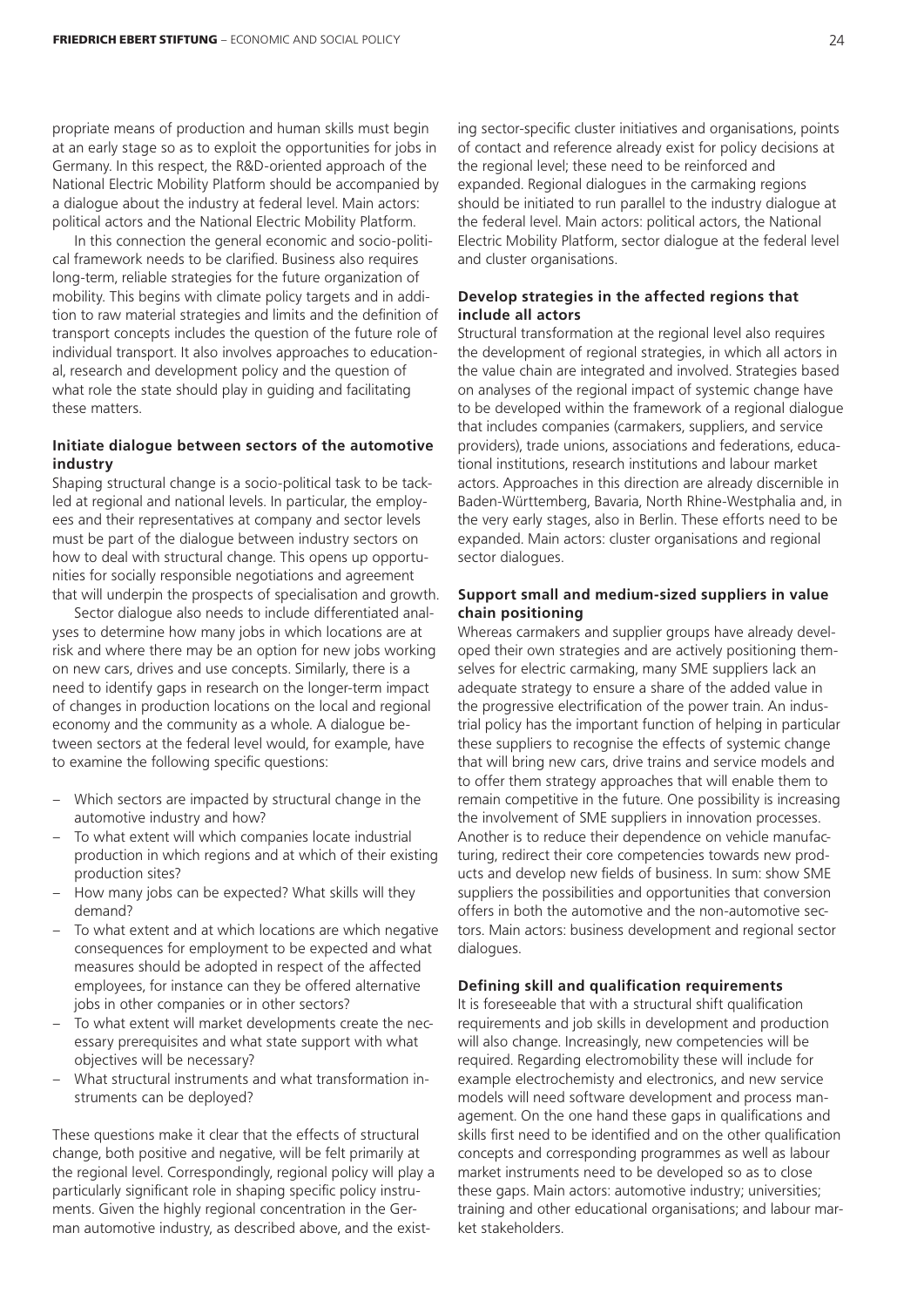propriate means of production and human skills must begin at an early stage so as to exploit the opportunities for jobs in Germany. In this respect, the R&D-oriented approach of the National Electric Mobility Platform should be accompanied by a dialogue about the industry at federal level. Main actors: political actors and the National Electric Mobility Platform.

In this connection the general economic and socio-political framework needs to be clarified. Business also requires long-term, reliable strategies for the future organization of mobility. This begins with climate policy targets and in addition to raw material strategies and limits and the definition of transport concepts includes the question of the future role of individual transport. It also involves approaches to educational, research and development policy and the question of what role the state should play in guiding and facilitating these matters.

**Initiate dialogue between sectors of the automotive industry**

Shaping structural change is a socio-political task to be tackled at regional and national levels. In particular, the employees and their representatives at company and sector levels must be part of the dialogue between industry sectors on how to deal with structural change. This opens up opportunities for socially responsible negotiations and agreement that will underpin the prospects of specialisation and growth.

Sector dialogue also needs to include differentiated analyses to determine how many jobs in which locations are at risk and where there may be an option for new jobs working on new cars, drives and use concepts. Similarly, there is a need to identify gaps in research on the longer-term impact of changes in production locations on the local and regional economy and the community as a whole. A dialogue between sectors at the federal level would, for example, have to examine the following specific questions:

- Which sectors are impacted by structural change in the automotive industry and how?
- To what extent will which companies locate industrial production in which regions and at which of their existing production sites?
- How many jobs can be expected? What skills will they demand?
- To what extent and at which locations are which negative consequences for employment to be expected and what measures should be adopted in respect of the affected employees, for instance can they be offered alternative jobs in other companies or in other sectors?
- To what extent will market developments create the necessary prerequisites and what state support with what objectives will be necessary?
- What structural instruments and what transformation instruments can be deployed?

These questions make it clear that the effects of structural change, both positive and negative, will be felt primarily at the regional level. Correspondingly, regional policy will play a particularly significant role in shaping specific policy instruments. Given the highly regional concentration in the German automotive industry, as described above, and the existing sector-specific cluster initiatives and organisations, points of contact and reference already exist for policy decisions at the regional level; these need to be reinforced and expanded. Regional dialogues in the carmaking regions should be initiated to run parallel to the industry dialogue at the federal level. Main actors: political actors, the National Electric Mobility Platform, sector dialogue at the federal level and cluster organisations.

**Develop strategies in the affected regions that include all actors**

Structural transformation at the regional level also requires the development of regional strategies, in which all actors in the value chain are integrated and involved. Strategies based on analyses of the regional impact of systemic change have to be developed within the framework of a regional dialogue that includes companies (carmakers, suppliers, and service providers), trade unions, associations and federations, educational institutions, research institutions and labour market actors. Approaches in this direction are already discernible in Baden-Württemberg, Bavaria, North Rhine-Westphalia and, in the very early stages, also in Berlin. These efforts need to be expanded. Main actors: cluster organisations and regional sector dialogues.

**Support small and medium-sized suppliers in value chain positioning**

Whereas carmakers and supplier groups have already developed their own strategies and are actively positioning themselves for electric carmaking, many SME suppliers lack an adequate strategy to ensure a share of the added value in the progressive electrification of the power train. An industrial policy has the important function of helping in particular these suppliers to recognise the effects of systemic change that will bring new cars, drive trains and service models and to offer them strategy approaches that will enable them to remain competitive in the future. One possibility is increasing the involvement of SME suppliers in innovation processes. Another is to reduce their dependence on vehicle manufacturing, redirect their core competencies towards new products and develop new fields of business. In sum: show SME suppliers the possibilities and opportunities that conversion offers in both the automotive and the non-automotive sectors. Main actors: business development and regional sector dialogues.

**Defining skill and qualification requirements**

It is foreseeable that with a structural shift qualification requirements and job skills in development and production will also change. Increasingly, new competencies will be required. Regarding electromobility these will include for example electrochemistry and electronics, and new service models will need software development and process management. On the one hand these gaps in qualifications and skills first need to be identified and on the other qualification concepts and corresponding programmes as well as labour market instruments need to be developed so as to close these gaps. Main actors: automotive industry; universities; training and other educational organisations; and labour market stakeholders.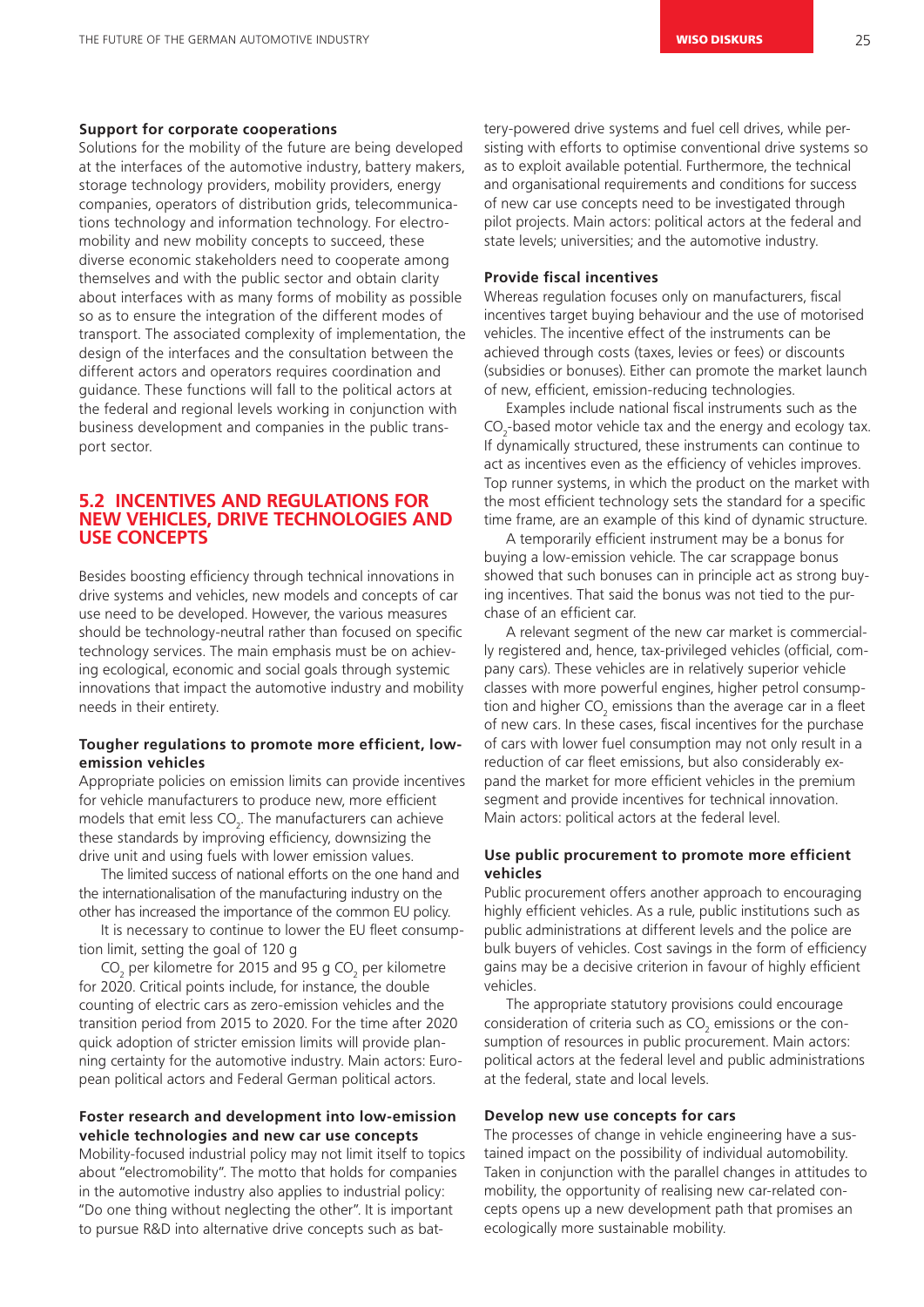**Support for corporate cooperations**

Solutions for the mobility of the future are being developed at the interfaces of the automotive industry, battery makers, storage technology providers, mobility providers, energy companies, operators of distribution grids, telecommunications technology and information technology. For electromobility and new mobility concepts to succeed, these diverse economic stakeholders need to cooperate among themselves and with the public sector and obtain clarity about interfaces with as many forms of mobility as possible so as to ensure the integration of the different modes of transport. The associated complexity of implementation, the design of the interfaces and the consultation between the different actors and operators requires coordination and guidance. These functions will fall to the political actors at the federal and regional levels working in conjunction with business development and companies in the public transport sector.

## 5.2 INCENTIVES AND REGULATIONS FOR NEW VEHICLES, DRIVE TECHNOLOGIES AND USE CONCEPTS

Besides boosting efficiency through technical innovations in drive systems and vehicles, new models and concepts of car use need to be developed. However, the various measures should be technology-neutral rather than focused on specific technology services. The main emphasis must be on achieving ecological, economic and social goals through systemic innovations that impact the automotive industry and mobility needs in their entirety.

**Tougher regulations to promote more efficient, low-emission vehicles**

Appropriate policies on emission limits can provide incentives for vehicle manufacturers to produce new, more efficient models that emit less $CO_2$. The manufacturers can achieve these standards by improving efficiency, downsizing the drive unit and using fuels with lower emission values.

The limited success of national efforts on the one hand and the internationalisation of the manufacturing industry on the other has increased the importance of the common EU policy.

It is necessary to continue to lower the EU fleet consumption limit, setting the goal of 120 g $CO_2$ per kilometre for 2015 and 95 g $CO_2$ per kilometre for 2020. Critical points include, for instance, the double counting of electric cars as zero-emission vehicles and the transition period from 2015 to 2020. For the time after 2020 quick adoption of stricter emission limits will provide planning certainty for the automotive industry. Main actors: European political actors and Federal German political actors.

**Foster research and development into low-emission vehicle technologies and new car use concepts**

Mobility-focused industrial policy may not limit itself to topics about "electromobility". The motto that holds for companies in the automotive industry also applies to industrial policy: "Do one thing without neglecting the other". It is important to pursue R&D into alternative drive concepts such as battery-powered drive systems and fuel cell drives, while persisting with efforts to optimise conventional drive systems so as to exploit available potential. Furthermore, the technical and organisational requirements and conditions for success of new car use concepts need to be investigated through pilot projects. Main actors: political actors at the federal and state levels; universities; and the automotive industry.

**Provide fiscal incentives**

Whereas regulation focuses only on manufacturers, fiscal incentives target buying behaviour and the use of motorised vehicles. The incentive effect of the instruments can be achieved through costs (taxes, levies or fees) or discounts (subsidies or bonuses). Either can promote the market launch of new, efficient, emission-reducing technologies.

Examples include national fiscal instruments such as the $CO_2$-based motor vehicle tax and the energy and ecology tax. If dynamically structured, these instruments can continue to act as incentives even as the efficiency of vehicles improves. Top runner systems, in which the product on the market with the most efficient technology sets the standard for a specific time frame, are an example of this kind of dynamic structure.

A temporarily efficient instrument may be a bonus for buying a low-emission vehicle. The car scrappage bonus showed that such bonuses can in principle act as strong buying incentives. That said the bonus was not tied to the purchase of an efficient car.

A relevant segment of the new car market is commercially registered and, hence, tax-privileged vehicles (official, company cars). These vehicles are in relatively superior vehicle classes with more powerful engines, higher petrol consumption and higher $CO_2$ emissions than the average car in a fleet of new cars. In these cases, fiscal incentives for the purchase of cars with lower fuel consumption may not only result in a reduction of car fleet emissions, but also considerably expand the market for more efficient vehicles in the premium segment and provide incentives for technical innovation. Main actors: political actors at the federal level.

**Use public procurement to promote more efficient vehicles**

Public procurement offers another approach to encouraging highly efficient vehicles. As a rule, public institutions such as public administrations at different levels and the police are bulk buyers of vehicles. Cost savings in the form of efficiency gains may be a decisive criterion in favour of highly efficient vehicles.

The appropriate statutory provisions could encourage consideration of criteria such as $CO_2$ emissions or the consumption of resources in public procurement. Main actors: political actors at the federal level and public administrations at the federal, state and local levels.

**Develop new use concepts for cars**

The processes of change in vehicle engineering have a sustained impact on the possibility of individual automobility. Taken in conjunction with the parallel changes in attitudes to mobility, the opportunity of realising new car-related concepts opens up a new development path that promises an ecologically more sustainable mobility.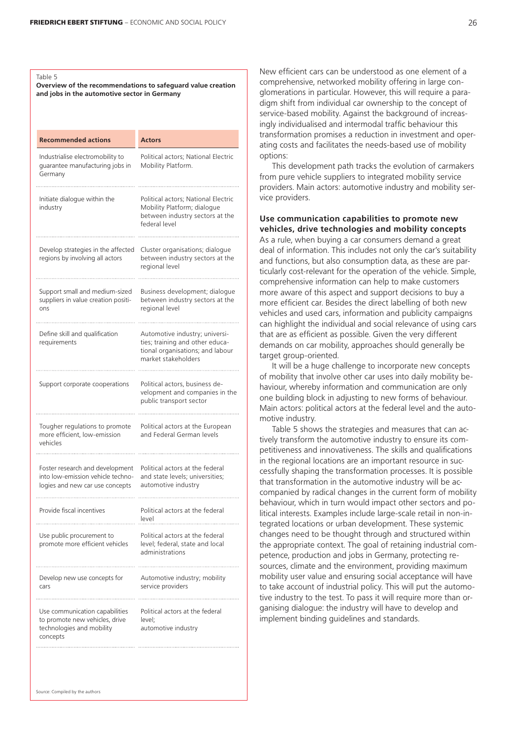Table 5
**Overview of the recommendations to safeguard value creation and jobs in the automotive sector in Germany**

| Recommended actions | Actors |
|---|---|
| Industrialise electromobility to guarantee manufacturing jobs in Germany | Political actors; National Electric Mobility Platform. |
| Initiate dialogue within the industry | Political actors; National Electric Mobility Platform; dialogue between industry sectors at the federal level |
| Develop strategies in the affected regions by involving all actors | Cluster organisations; dialogue between industry sectors at the regional level |
| Support small and medium-sized suppliers in value creation positions | Business development; dialogue between industry sectors at the regional level |
| Define skill and qualification requirements | Automotive industry; universities; training and other educational organisations; and labour market stakeholders |
| Support corporate cooperations | Political actors, business development and companies in the public transport sector |
| Tougher regulations to promote more efficient, low-emission vehicles | Political actors at the European and Federal German levels |
| Foster research and development into low-emission vehicle technologies and new car use concepts | Political actors at the federal and state levels; universities; automotive industry |
| Provide fiscal incentives | Political actors at the federal level |
| Use public procurement to promote more efficient vehicles | Political actors at the federal level; federal, state and local administrations |
| Develop new use concepts for cars | Automotive industry; mobility service providers |
| Use communication capabilities to promote new vehicles, drive technologies and mobility concepts | Political actors at the federal level; automotive industry |

Source: Compiled by the authors

New efficient cars can be understood as one element of a comprehensive, networked mobility offering in large conglomerations in particular. However, this will require a paradigm shift from individual car ownership to the concept of service-based mobility. Against the background of increasingly individualised and intermodal traffic behaviour this transformation promises a reduction in investment and operating costs and facilitates the needs-based use of mobility options:

This development path tracks the evolution of carmakers from pure vehicle suppliers to integrated mobility service providers. Main actors: automotive industry and mobility service providers.

### Use communication capabilities to promote new vehicles, drive technologies and mobility concepts

As a rule, when buying a car consumers demand a great deal of information. This includes not only the car's suitability and functions, but also consumption data, as these are particularly cost-relevant for the operation of the vehicle. Simple, comprehensive information can help to make customers more aware of this aspect and support decisions to buy a more efficient car. Besides the direct labelling of both new vehicles and used cars, information and publicity campaigns can highlight the individual and social relevance of using cars that are as efficient as possible. Given the very different demands on car mobility, approaches should generally be target group-oriented.

It will be a huge challenge to incorporate new concepts of mobility that involve other car uses into daily mobility behaviour, whereby information and communication are only one building block in adjusting to new forms of behaviour. Main actors: political actors at the federal level and the automotive industry.

Table 5 shows the strategies and measures that can actively transform the automotive industry to ensure its competitiveness and innovativeness. The skills and qualifications in the regional locations are an important resource in successfully shaping the transformation processes. It is possible that transformation in the automotive industry will be accompanied by radical changes in the current form of mobility behaviour, which in turn would impact other sectors and political interests. Examples include large-scale retail in non-integrated locations or urban development. These systemic changes need to be thought through and structured within the appropriate context. The goal of retaining industrial competence, production and jobs in Germany, protecting resources, climate and the environment, providing maximum mobility user value and ensuring social acceptance will have to take account of industrial policy. This will put the automotive industry to the test. To pass it will require more than organising dialogue: the industry will have to develop and implement binding guidelines and standards.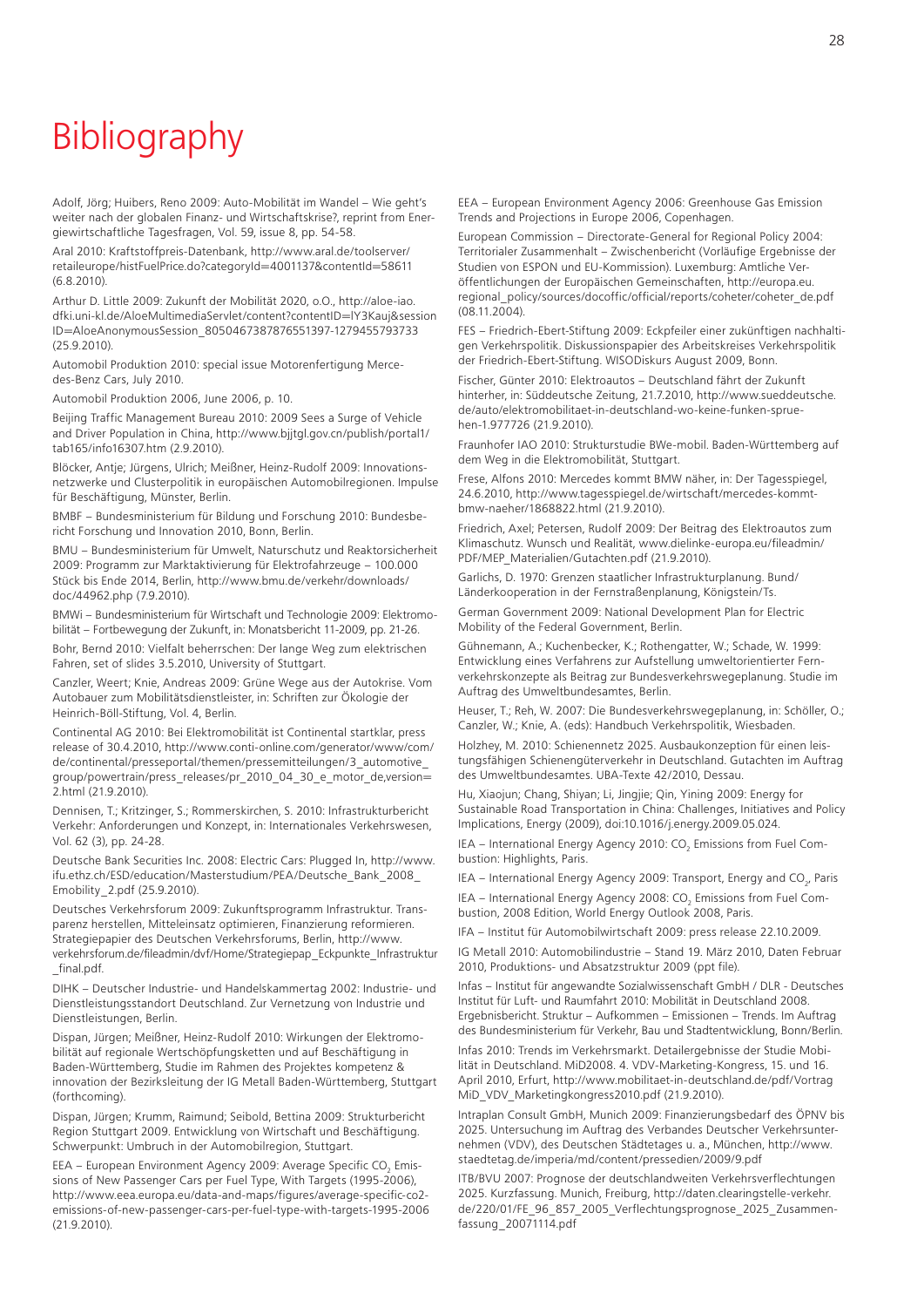# Bibliography

Adolf, Jörg; Huibers, Reno 2009: Auto-Mobilität im Wandel – Wie geht's weiter nach der globalen Finanz- und Wirtschaftskrise?, reprint from Energiewirtschaftliche Tagesfragen, Vol. 59, issue 8, pp. 54-58.

Aral 2010: Kraftstoffpreis-Datenbank, http://www.aral.de/toolserver/retaileurope/histFuelPrice.do?categoryId=4001137&contentId=58611 (6.8.2010).

Arthur D. Little 2009: Zukunft der Mobilität 2020, o.O., http://aloe-iao.dfki.uni-kl.de/AloeMultimediaServlet/content?contentID=lY3Kauj&sessionID=AloeAnonymousSession_80504673878765513​97-1279455793733 (25.9.2010).

Automobil Produktion 2010: special issue Motorenfertigung Mercedes-Benz Cars, July 2010.

Automobil Produktion 2006, June 2006, p. 10.

Beijing Traffic Management Bureau 2010: 2009 Sees a Surge of Vehicle and Driver Population in China, http://www.bjjtgl.gov.cn/publish/portal1/tab165/info16307.htm (2.9.2010).

Blöcker, Antje; Jürgens, Ulrich; Meißner, Heinz-Rudolf 2009: Innovationsnetzwerke und Clusterpolitik in europäischen Automobilregionen. Impulse für Beschäftigung, Münster, Berlin.

BMBF – Bundesministerium für Bildung und Forschung 2010: Bundesbericht Forschung und Innovation 2010, Bonn, Berlin.

BMU – Bundesministerium für Umwelt, Naturschutz und Reaktorsicherheit 2009: Programm zur Marktaktivierung für Elektrofahrzeuge – 100.000 Stück bis Ende 2014, Berlin, http://www.bmu.de/verkehr/downloads/doc/44962.php (7.9.2010).

BMWi – Bundesministerium für Wirtschaft und Technologie 2009: Elektromobilität – Fortbewegung der Zukunft, in: Monatsbericht 11-2009, pp. 21-26.

Bohr, Bernd 2010: Vielfalt beherrschen: Der lange Weg zum elektrischen Fahren, set of slides 3.5.2010, University of Stuttgart.

Canzler, Weert; Knie, Andreas 2009: Grüne Wege aus der Autokrise. Vom Autobauer zum Mobilitätsdienstleister, in: Schriften zur Ökologie der Heinrich-Böll-Stiftung, Vol. 4, Berlin.

Continental AG 2010: Bei Elektromobilität ist Continental startklar, press release of 30.4.2010, http://www.conti-online.com/generator/www/com/de/continental/presseportal/themen/pressemitteilungen/3_automotive_group/powertrain/press_releases/pr_2010_04_30_e_motor_de,version=2.html (21.9.2010).

Dennisen, T.; Kritzinger, S.; Rommerskirchen, S. 2010: Infrastrukturbericht Verkehr: Anforderungen und Konzept, in: Internationales Verkehrswesen, Vol. 62 (3), pp. 24-28.

Deutsche Bank Securities Inc. 2008: Electric Cars: Plugged In, http://www.ifu.ethz.ch/ESD/education/Masterstudium/PEA/Deutsche_Bank_2008_Emobility_2.pdf (25.9.2010).

Deutsches Verkehrsforum 2009: Zukunftsprogramm Infrastruktur. Transparenz herstellen, Mitteleinsatz optimieren, Finanzierung reformieren. Strategiepapier des Deutschen Verkehrsforums, Berlin, http://www.verkehrsforum.de/fileadmin/dvf/Home/Strategiepap_Eckpunkte_Infrastruktur_final.pdf.

DIHK – Deutscher Industrie- und Handelskammertag 2002: Industrie- und Dienstleistungsstandort Deutschland. Zur Vernetzung von Industrie und Dienstleistungen, Berlin.

Dispan, Jürgen; Meißner, Heinz-Rudolf 2010: Wirkungen der Elektromobilität auf regionale Wertschöpfungsketten und auf Beschäftigung in Baden-Württemberg, Studie im Rahmen des Projektes kompetenz & innovation der Bezirksleitung der IG Metall Baden-Württemberg, Stuttgart (forthcoming).

Dispan, Jürgen; Krumm, Raimund; Seibold, Bettina 2009: Strukturbericht Region Stuttgart 2009. Entwicklung von Wirtschaft und Beschäftigung. Schwerpunkt: Umbruch in der Automobilregion, Stuttgart.

EEA – European Environment Agency 2009: Average Specific $CO_2$ Emissions of New Passenger Cars per Fuel Type, With Targets (1995-2006), http://www.eea.europa.eu/data-and-maps/figures/average-specific-co2-emissions-of-new-passenger-cars-per-fuel-type-with-targets-1995-2006 (21.9.2010).

EEA – European Environment Agency 2006: Greenhouse Gas Emission Trends and Projections in Europe 2006, Copenhagen.

European Commission – Directorate-General for Regional Policy 2004: Territorialer Zusammenhalt – Zwischenbericht (Vorläufige Ergebnisse der Studien von ESPON und EU-Kommission). Luxemburg: Amtliche Veröffentlichungen der Europäischen Gemeinschaften, http://europa.eu.regional_policy/sources/docoffic/official/reports/coheter/coheter_de.pdf (08.11.2004).

FES – Friedrich-Ebert-Stiftung 2009: Eckpfeiler einer zukünftigen nachhaltigen Verkehrspolitik. Diskussionspapier des Arbeitskreises Verkehrspolitik der Friedrich-Ebert-Stiftung. WISODiskurs August 2009, Bonn.

Fischer, Günter 2010: Elektroautos – Deutschland fährt der Zukunft hinterher, in: Süddeutsche Zeitung, 21.7.2010, http://www.sueddeutsche.de/auto/elektromobilitaet-in-deutschland-wo-keine-funken-spruehen-1.977726 (21.9.2010).

Fraunhofer IAO 2010: Strukturstudie BWe-mobil. Baden-Württemberg auf dem Weg in die Elektromobilität, Stuttgart.

Frese, Alfons 2010: Mercedes kommt BMW näher, in: Der Tagesspiegel, 24.6.2010, http://www.tagesspiegel.de/wirtschaft/mercedes-kommt-bmw-naeher/1868822.html (21.9.2010).

Friedrich, Axel; Petersen, Rudolf 2009: Der Beitrag des Elektroautos zum Klimaschutz. Wunsch und Realität, www.dielinke-europa.eu/fileadmin/PDF/MEP_Materialien/Gutachten.pdf (21.9.2010).

Garlichs, D. 1970: Grenzen staatlicher Infrastrukturplanung. Bund/Länderkooperation in der Fernstraßenplanung, Königstein/Ts.

German Government 2009: National Development Plan for Electric Mobility of the Federal Government, Berlin.

Gühnemann, A.; Kuchenbecker, K.; Rothengatter, W.; Schade, W. 1999: Entwicklung eines Verfahrens zur Aufstellung umweltorientierter Fernverkehrskonzepte als Beitrag zur Bundesverkehrswegeplanung. Studie im Auftrag des Umweltbundesamtes, Berlin.

Heuser, T.; Reh, W. 2007: Die Bundesverkehrswegeplanung, in: Schöller, O.; Canzler, W.; Knie, A. (eds): Handbuch Verkehrspolitik, Wiesbaden.

Holzhey, M. 2010: Schienennetz 2025. Ausbaukonzeption für einen leistungsfähigen Schienengüterverkehr in Deutschland. Gutachten im Auftrag des Umweltbundesamtes. UBA-Texte 42/2010, Dessau.

Hu, Xiaojun; Chang, Shiyan; Li, Jingjie; Qin, Yining 2009: Energy for Sustainable Road Transportation in China: Challenges, Initiatives and Policy Implications, Energy (2009), doi:10.1016/j.energy.2009.05.024.

IEA – International Energy Agency 2010: $CO_2$ Emissions from Fuel Combustion: Highlights, Paris.

IEA – International Energy Agency 2009: Transport, Energy and $CO_2$, Paris

IEA – International Energy Agency 2008: $CO_2$ Emissions from Fuel Combustion, 2008 Edition, World Energy Outlook 2008, Paris.

IFA – Institut für Automobilwirtschaft 2009: press release 22.10.2009.

IG Metall 2010: Automobilindustrie – Stand 19. März 2010, Daten Februar 2010, Produktions- und Absatzstruktur 2009 (ppt file).

Infas – Institut für angewandte Sozialwissenschaft GmbH / DLR - Deutsches Institut für Luft- und Raumfahrt 2010: Mobilität in Deutschland 2008. Ergebnisbericht. Struktur – Aufkommen – Emissionen – Trends. Im Auftrag des Bundesministerium für Verkehr, Bau und Stadtentwicklung, Bonn/Berlin.

Infas 2010: Trends im Verkehrsmarkt. Detailergebnisse der Studie Mobilität in Deutschland. MiD2008. 4. VDV-Marketing-Kongress, 15. und 16. April 2010, Erfurt, http://www.mobilitaet-in-deutschland.de/pdf/Vortrag MiD_VDV_Marketingkongress2010.pdf (21.9.2010).

Intraplan Consult GmbH, Munich 2009: Finanzierungsbedarf des ÖPNV bis 2025. Untersuchung im Auftrag des Verbandes Deutscher Verkehrsunternehmen (VDV), des Deutschen Städtetages u. a., München, http://www.staedtetag.de/imperia/md/content/pressedien/2009/9.pdf

ITB/BVU 2007: Prognose der deutschlandweiten Verkehrsverflechtungen 2025. Kurzfassung. Munich, Freiburg, http://daten.clearingstelle-verkehr.de/220/01/FE_96_857_2005_Verflechtungsprognose_2025_Zusammenfassung_20071114.pdf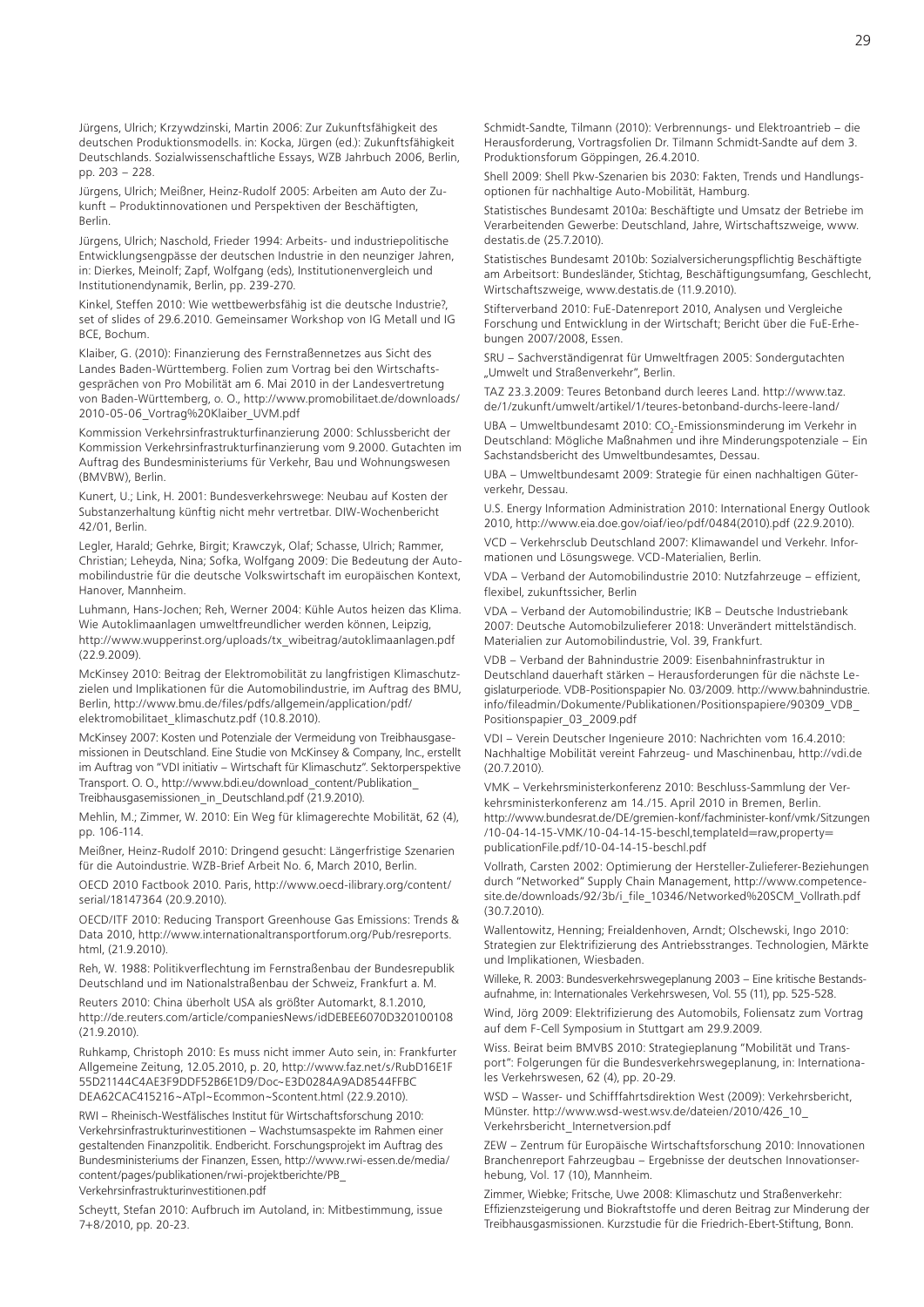Jürgens, Ulrich; Krzywdzinski, Martin 2006: Zur Zukunftsfähigkeit des deutschen Produktionsmodells. in: Kocka, Jürgen (ed.): Zukunftsfähigkeit Deutschlands. Sozialwissenschaftliche Essays, WZB Jahrbuch 2006, Berlin, pp. 203 – 228.

Jürgens, Ulrich; Meißner, Heinz-Rudolf 2005: Arbeiten am Auto der Zukunft – Produktinnovationen und Perspektiven der Beschäftigten, Berlin.

Jürgens, Ulrich; Naschold, Frieder 1994: Arbeits- und industriepolitische Entwicklungsengpässe der deutschen Industrie in den neunziger Jahren, in: Dierkes, Meinolf; Zapf, Wolfgang (eds), Institutionenvergleich und Institutionendynamik, Berlin, pp. 239-270.

Kinkel, Steffen 2010: Wie wettbewerbsfähig ist die deutsche Industrie?, set of slides of 29.6.2010. Gemeinsamer Workshop von IG Metall und IG BCE, Bochum.

Klaiber, G. (2010): Finanzierung des Fernstraßennetzes aus Sicht des Landes Baden-Württemberg. Folien zum Vortrag bei den Wirtschaftsgesprächen von Pro Mobilität am 6. Mai 2010 in der Landesvertretung von Baden-Württemberg, o. O., http://www.promobilitaet.de/downloads/2010-05-06_Vortrag%20Klaiber_UVM.pdf

Kommission Verkehrsinfrastrukturfinanzierung 2000: Schlussbericht der Kommission Verkehrsinfrastrukturfinanzierung vom 9.2000. Gutachten im Auftrag des Bundesministeriums für Verkehr, Bau und Wohnungswesen (BMVBW), Berlin.

Kunert, U.; Link, H. 2001: Bundesverkehrswege: Neubau auf Kosten der Substanzerhaltung künftig nicht mehr vertretbar. DIW-Wochenbericht 42/01, Berlin.

Legler, Harald; Gehrke, Birgit; Krawczyk, Olaf; Schasse, Ulrich; Rammer, Christian; Leheyda, Nina; Sofka, Wolfgang 2009: Die Bedeutung der Automobilindustrie für die deutsche Volkswirtschaft im europäischen Kontext, Hanover, Mannheim.

Luhmann, Hans-Jochen; Reh, Werner 2004: Kühle Autos heizen das Klima. Wie Autoklimaanlagen umweltfreundlicher werden können, Leipzig, http://www.wupperinst.org/uploads/tx_wibeitrag/autoklimaanlagen.pdf (22.9.2009).

McKinsey 2010: Beitrag der Elektromobilität zu langfristigen Klimaschutzzielen und Implikationen für die Automobilindustrie, im Auftrag des BMU, Berlin, http://www.bmu.de/files/pdfs/allgemein/application/pdf/elektromobilitaet_klimaschutz.pdf (10.8.2010).

McKinsey 2007: Kosten und Potenziale der Vermeidung von Treibhausgasemissionen in Deutschland. Eine Studie von McKinsey & Company, Inc., erstellt im Auftrag von "VDI initiativ – Wirtschaft für Klimaschutz". Sektorperspektive Transport. O. O., http://www.bdi.eu/download_content/Publikation_Treibhausgasemissionen_in_Deutschland.pdf (21.9.2010).

Mehlin, M.; Zimmer, W. 2010: Ein Weg für klimagerechte Mobilität, 62 (4), pp. 106-114.

Meißner, Heinz-Rudolf 2010: Dringend gesucht: Längerfristige Szenarien für die Autoindustrie. WZB-Brief Arbeit No. 6, March 2010, Berlin.

OECD 2010 Factbook 2010. Paris, http://www.oecd-ilibrary.org/content/serial/18147364 (20.9.2010).

OECD/ITF 2010: Reducing Transport Greenhouse Gas Emissions: Trends & Data 2010, http://www.internationaltransportforum.org/Pub/resreports.html, (21.9.2010).

Reh, W. 1988: Politikverflechtung im Fernstraßenbau der Bundesrepublik Deutschland und im Nationalstraßenbau der Schweiz, Frankfurt a. M.

Reuters 2010: China überholt USA als größter Automarkt, 8.1.2010, http://de.reuters.com/article/companiesNews/idDEBEE6070D320100108 (21.9.2010).

Ruhkamp, Christoph 2010: Es muss nicht immer Auto sein, in: Frankfurter Allgemeine Zeitung, 12.05.2010, p. 20, http://www.faz.net/s/RubD16E1F55D21144C4AE3F9DDF52B6E1D9/Doc~E3D0284A9AD8544FFBCDEA62CAC415216~ATpl~Ecommon~Scontent.html (22.9.2010).

RWI – Rheinisch-Westfälisches Institut für Wirtschaftsforschung 2010: Verkehrsinfrastrukturinvestitionen – Wachstumsaspekte im Rahmen einer gestaltenden Finanzpolitik. Endbericht. Forschungsprojekt im Auftrag des Bundesministeriums der Finanzen, Essen, http://www.rwi-essen.de/media/content/pages/publikationen/rwi-projektberichte/PB_Verkehrsinfrastrukturinvestitionen.pdf

Scheytt, Stefan 2010: Aufbruch im Autoland, in: Mitbestimmung, issue 7+8/2010, pp. 20-23.

Schmidt-Sandte, Tilmann (2010): Verbrennungs- und Elektroantrieb – die Herausforderung, Vortragsfolien Dr. Tilmann Schmidt-Sandte auf dem 3. Produktionsforum Göppingen, 26.4.2010.

Shell 2009: Shell Pkw-Szenarien bis 2030: Fakten, Trends und Handlungsoptionen für nachhaltige Auto-Mobilität, Hamburg.

Statistisches Bundesamt 2010a: Beschäftigte und Umsatz der Betriebe im Verarbeitenden Gewerbe: Deutschland, Jahre, Wirtschaftszweige, www.destatis.de (25.7.2010).

Statistisches Bundesamt 2010b: Sozialversicherungspflichtig Beschäftigte am Arbeitsort: Bundesländer, Stichtag, Beschäftigungsumfang, Geschlecht, Wirtschaftszweige, www.destatis.de (11.9.2010).

Stifterverband 2010: FuE-Datenreport 2010, Analysen und Vergleiche Forschung und Entwicklung in der Wirtschaft; Bericht über die FuE-Erhebungen 2007/2008, Essen.

SRU – Sachverständigenrat für Umweltfragen 2005: Sondergutachten „Umwelt und Straßenverkehr", Berlin.

TAZ 23.3.2009: Teures Betonband durch leeres Land. http://www.taz.de/1/zukunft/umwelt/artikel/1/teures-betonband-durchs-leere-land/

UBA – Umweltbundesamt 2010: $CO_2$-Emissionsminderung im Verkehr in Deutschland: Mögliche Maßnahmen und ihre Minderungspotenziale – Ein Sachstandsbericht des Umweltbundesamtes, Dessau.

UBA – Umweltbundesamt 2009: Strategie für einen nachhaltigen Güterverkehr, Dessau.

U.S. Energy Information Administration 2010: International Energy Outlook 2010, http://www.eia.doe.gov/oiaf/ieo/pdf/0484(2010).pdf (22.9.2010).

VCD – Verkehrsclub Deutschland 2007: Klimawandel und Verkehr. Informationen und Lösungswege. VCD-Materialien, Berlin.

VDA – Verband der Automobilindustrie 2010: Nutzfahrzeuge – effizient, flexibel, zukunftssicher, Berlin

VDA – Verband der Automobilindustrie; IKB – Deutsche Industriebank 2007: Deutsche Automobilzulieferer 2018: Unverändert mittelständisch. Materialien zur Automobilindustrie, Vol. 39, Frankfurt.

VDB – Verband der Bahnindustrie 2009: Eisenbahninfrastruktur in Deutschland dauerhaft stärken – Herausforderungen für die nächste Legislaturperiode. VDB-Positionspapier No. 03/2009. http://www.bahnindustrie.info/fileadmin/Dokumente/Publikationen/Positionspapiere/90309_VDB_Positionspapier_03_2009.pdf

VDI – Verein Deutscher Ingenieure 2010: Nachrichten vom 16.4.2010: Nachhaltige Mobilität vereint Fahrzeug- und Maschinenbau, http://vdi.de (20.7.2010).

VMK – Verkehrsministerkonferenz 2010: Beschluss-Sammlung der Verkehrsministerkonferenz am 14./15. April 2010 in Bremen, Berlin. http://www.bundesrat.de/DE/gremien-konf/fachminister-konf/vmk/Sitzungen/10-04-14-15-VMK/10-04-14-15-beschl,templateId=raw,property=publicationFile.pdf/10-04-14-15-beschl.pdf

Vollrath, Carsten 2002: Optimierung der Hersteller-Zulieferer-Beziehungen durch "Networked" Supply Chain Management, http://www.competence-site.de/downloads/92/3b/i_file_10346/Networked%20SCM_Vollrath.pdf (30.7.2010).

Wallentowitz, Henning; Freialdenhoven, Arndt; Olschewski, Ingo 2010: Strategien zur Elektrifizierung des Antriebsstranges. Technologien, Märkte und Implikationen, Wiesbaden.

Willeke, R. 2003: Bundesverkehrswegeplanung 2003 – Eine kritische Bestandsaufnahme, in: Internationales Verkehrswesen, Vol. 55 (11), pp. 525-528.

Wind, Jörg 2009: Elektrifizierung des Automobils, Foliensatz zum Vortrag auf dem F-Cell Symposium in Stuttgart am 29.9.2009.

Wiss. Beirat beim BMVBS 2010: Strategieplanung "Mobilität und Transport": Folgerungen für die Bundesverkehrswegeplanung, in: Internationales Verkehrswesen, 62 (4), pp. 20-29.

WSD – Wasser- und Schifffahrtsdirektion West (2009): Verkehrsbericht, Münster. http://www.wsd-west.wsv.de/dateien/2010/426_10_Verkehrsbericht_Internetversion.pdf

ZEW – Zentrum für Europäische Wirtschaftsforschung 2010: Innovationen Branchenreport Fahrzeugbau – Ergebnisse der deutschen Innovationserhebung, Vol. 17 (10), Mannheim.

Zimmer, Wiebke; Fritsche, Uwe 2008: Klimaschutz und Straßenverkehr: Effizienzsteigerung und Biokraftstoffe und deren Beitrag zur Minderung der Treibhausgasmissionen. Kurzstudie für die Friedrich-Ebert-Stiftung, Bonn.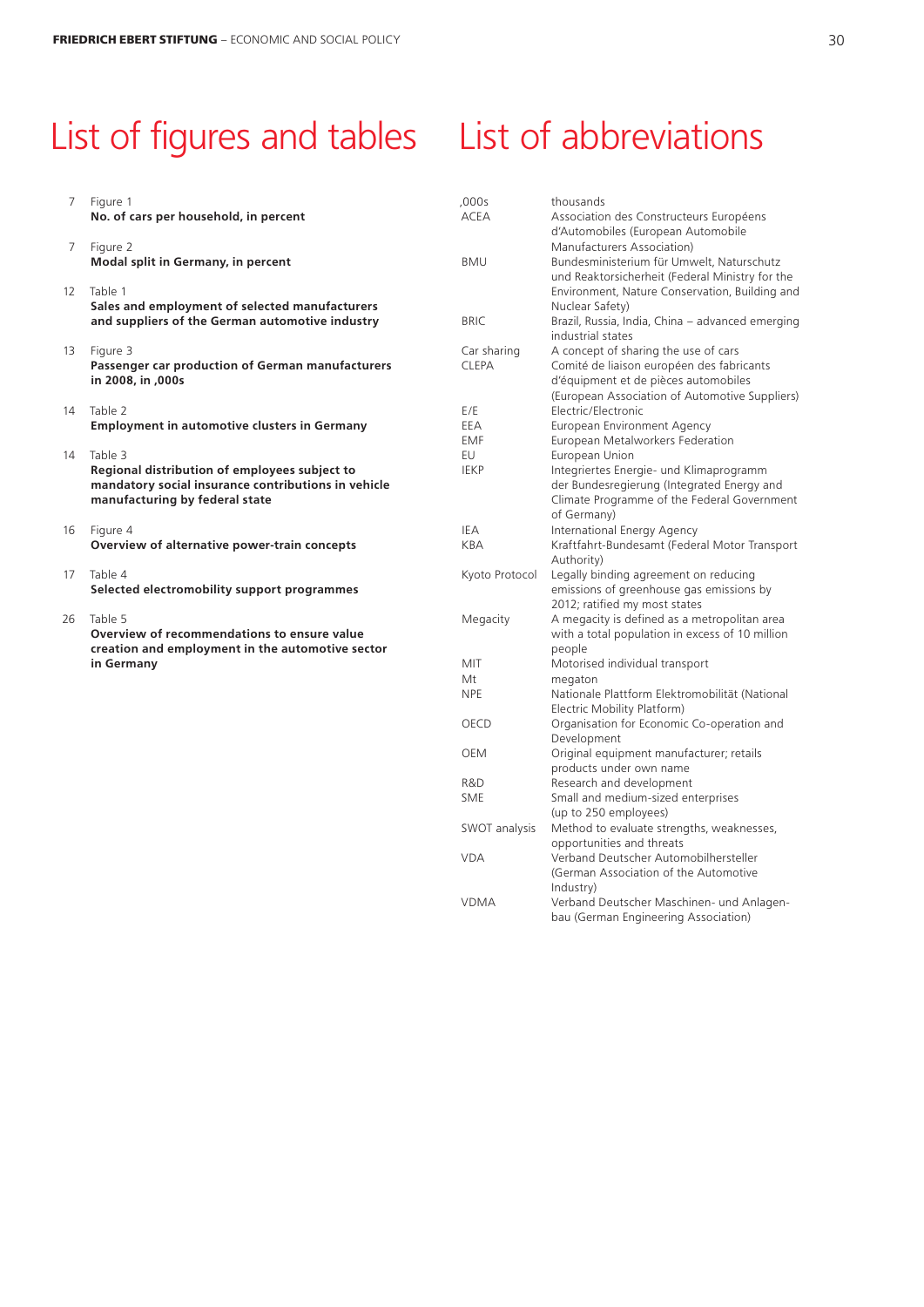# List of figures and tables

7 Figure 1
**No. of cars per household, in percent**

7 Figure 2
**Modal split in Germany, in percent**

12 Table 1
**Sales and employment of selected manufacturers and suppliers of the German automotive industry**

13 Figure 3
**Passenger car production of German manufacturers in 2008, in ,000s**

14 Table 2
**Employment in automotive clusters in Germany**

14 Table 3
**Regional distribution of employees subject to mandatory social insurance contributions in vehicle manufacturing by federal state**

16 Figure 4
**Overview of alternative power-train concepts**

17 Table 4
**Selected electromobility support programmes**

26 Table 5
**Overview of recommendations to ensure value creation and employment in the automotive sector in Germany**

# List of abbreviations

| | |
|---|---|
| ,000s | thousands |
| ACEA | Association des Constructeurs Européens d'Automobiles (European Automobile Manufacturers Association) |
| BMU | Bundesministerium für Umwelt, Naturschutz und Reaktorsicherheit (Federal Ministry for the Environment, Nature Conservation, Building and Nuclear Safety) |
| BRIC | Brazil, Russia, India, China – advanced emerging industrial states |
| Car sharing | A concept of sharing the use of cars |
| CLEPA | Comité de liaison européen des fabricants d'équipment et de pièces automobiles (European Association of Automotive Suppliers) |
| E/E | Electric/Electronic |
| EEA | European Environment Agency |
| EMF | European Metalworkers Federation |
| EU | European Union |
| IEKP | Integriertes Energie- und Klimaprogramm der Bundesregierung (Integrated Energy and Climate Programme of the Federal Government of Germany) |
| IEA | International Energy Agency |
| KBA | Kraftfahrt-Bundesamt (Federal Motor Transport Authority) |
| Kyoto Protocol | Legally binding agreement on reducing emissions of greenhouse gas emissions by 2012; ratified my most states |
| Megacity | A megacity is defined as a metropolitan area with a total population in excess of 10 million people |
| MIT | Motorised individual transport |
| Mt | megaton |
| NPE | Nationale Plattform Elektromobilität (National Electric Mobility Platform) |
| OECD | Organisation for Economic Co-operation and Development |
| OEM | Original equipment manufacturer; retails products under own name |
| R&D | Research and development |
| SME | Small and medium-sized enterprises (up to 250 employees) |
| SWOT analysis | Method to evaluate strengths, weaknesses, opportunities and threats |
| VDA | Verband Deutscher Automobilhersteller (German Association of the Automotive Industry) |
| VDMA | Verband Deutscher Maschinen- und Anlagenbau (German Engineering Association) |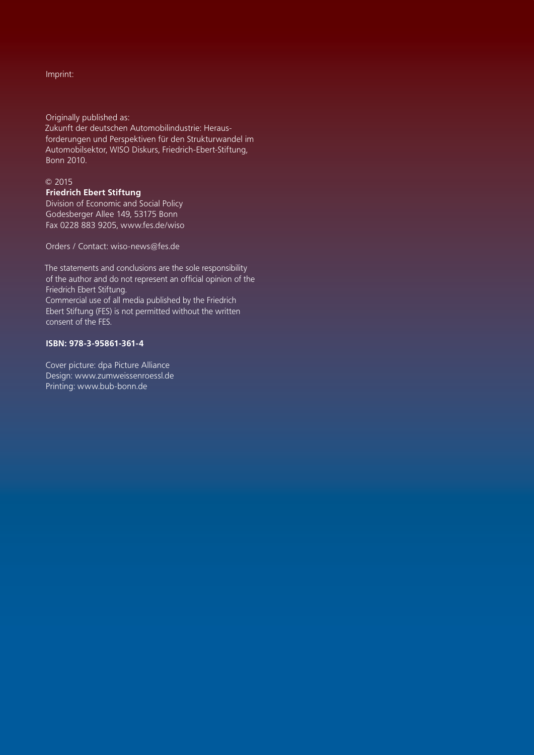Imprint:

Originally published as:
Zukunft der deutschen Automobilindustrie: Herausforderungen und Perspektiven für den Strukturwandel im Automobilsektor, WISO Diskurs, Friedrich-Ebert-Stiftung, Bonn 2010.

© 2015
**Friedrich Ebert Stiftung**
Division of Economic and Social Policy
Godesberger Allee 149, 53175 Bonn
Fax 0228 883 9205, www.fes.de/wiso

Orders / Contact: wiso-news@fes.de

The statements and conclusions are the sole responsibility of the author and do not represent an official opinion of the Friedrich Ebert Stiftung.
Commercial use of all media published by the Friedrich Ebert Stiftung (FES) is not permitted without the written consent of the FES.

**ISBN: 978-3-95861-361-4**

Cover picture: dpa Picture Alliance
Design: www.zumweissenroessl.de
Printing: www.bub-bonn.de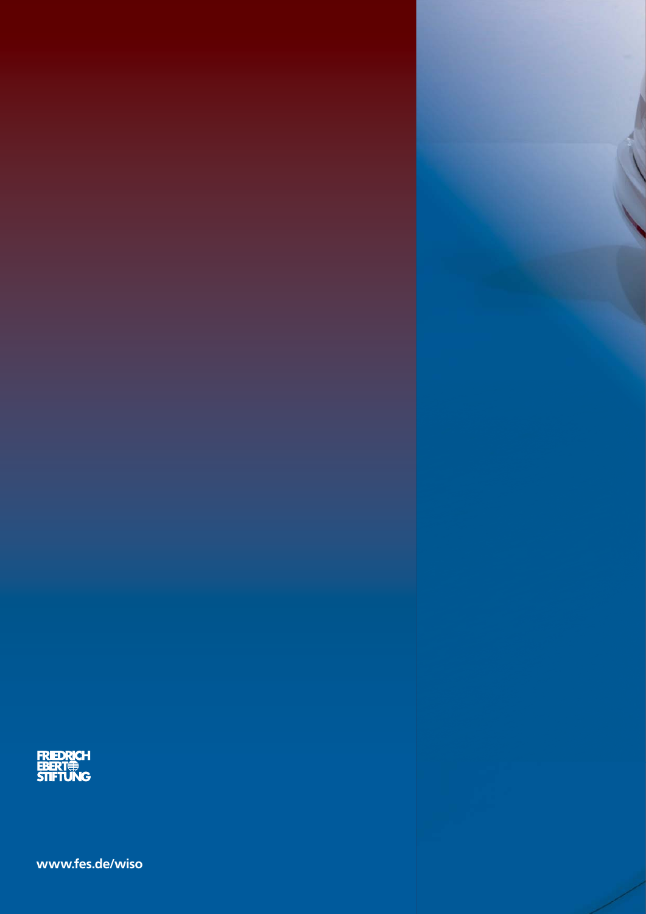FRIEDRICH
EBERT
STIFTUNG

www.fes.de/wiso